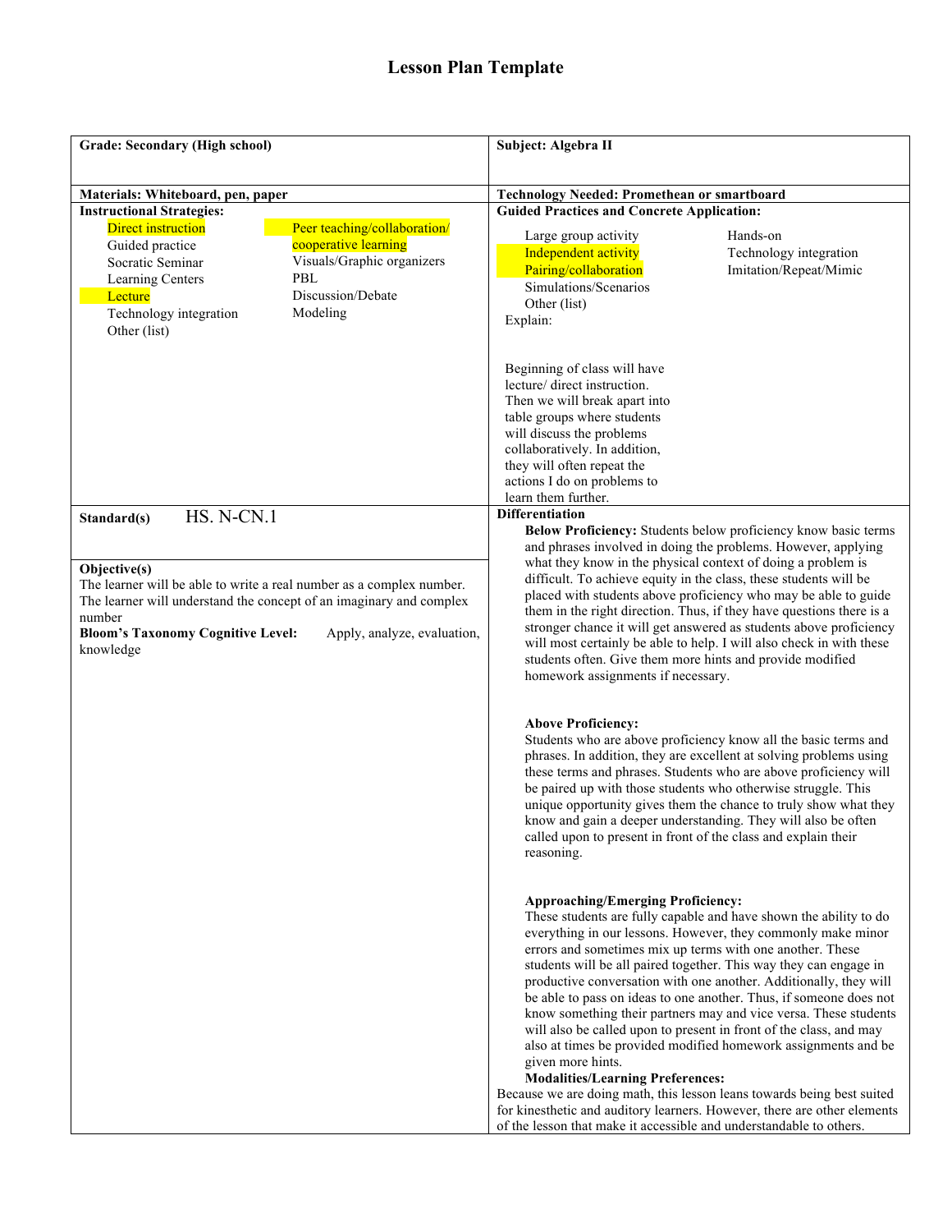# Lesson Plan Template

**Grade: Secondary (High school)**

**Subject: Algebra II**

**Materials: Whiteboard, pen, paper**

**Technology Needed: Promethean or smartboard**

**Instructional Strategies:**

- Direct instruction
- Guided practice
- Socratic Seminar
- Learning Centers
- Lecture
- Technology integration
- Other (list)
- Peer teaching/collaboration/ cooperative learning
- Visuals/Graphic organizers
- PBL
- Discussion/Debate
- Modeling

**Guided Practices and Concrete Application:**

- Large group activity
- Independent activity
- Pairing/collaboration
- Simulations/Scenarios
- Other (list)
- Hands-on
- Technology integration
- Imitation/Repeat/Mimic

Explain:

Beginning of class will have lecture/ direct instruction. Then we will break apart into table groups where students will discuss the problems collaboratively. In addition, they will often repeat the actions I do on problems to learn them further.

**Standard(s)** HS. N-CN.1

**Objective(s)**

The learner will be able to write a real number as a complex number.
The learner will understand the concept of an imaginary and complex number

**Bloom's Taxonomy Cognitive Level:** Apply, analyze, evaluation, knowledge

**Differentiation**

**Below Proficiency:** Students below proficiency know basic terms and phrases involved in doing the problems. However, applying what they know in the physical context of doing a problem is difficult. To achieve equity in the class, these students will be placed with students above proficiency who may be able to guide them in the right direction. Thus, if they have questions there is a stronger chance it will get answered as students above proficiency will most certainly be able to help. I will also check in with these students often. Give them more hints and provide modified homework assignments if necessary.

**Above Proficiency:**
Students who are above proficiency know all the basic terms and phrases. In addition, they are excellent at solving problems using these terms and phrases. Students who are above proficiency will be paired up with those students who otherwise struggle. This unique opportunity gives them the chance to truly show what they know and gain a deeper understanding. They will also be often called upon to present in front of the class and explain their reasoning.

**Approaching/Emerging Proficiency:**
These students are fully capable and have shown the ability to do everything in our lessons. However, they commonly make minor errors and sometimes mix up terms with one another. These students will be all paired together. This way they can engage in productive conversation with one another. Additionally, they will be able to pass on ideas to one another. Thus, if someone does not know something their partners may and vice versa. These students will also be called upon to present in front of the class, and may also at times be provided modified homework assignments and be given more hints.

**Modalities/Learning Preferences:**
Because we are doing math, this lesson leans towards being best suited for kinesthetic and auditory learners. However, there are other elements of the lesson that make it accessible and understandable to others.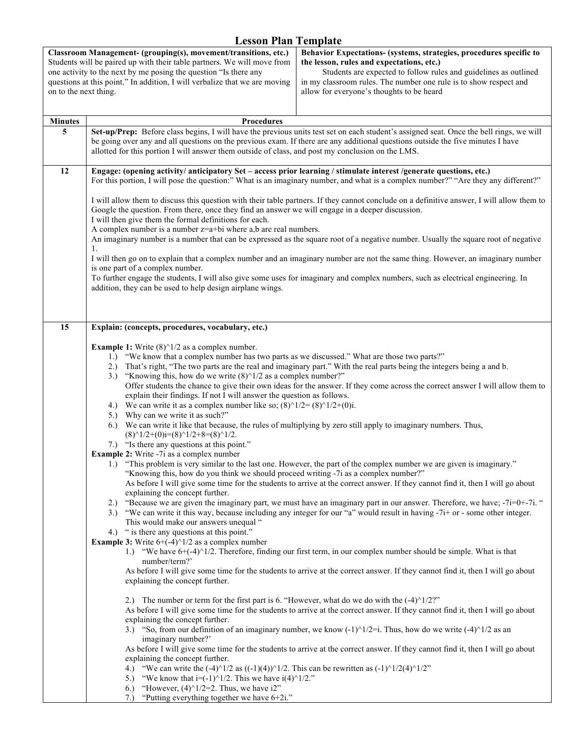# Lesson Plan Template

| Classroom Management- (grouping(s), movement/transitions, etc.) | Behavior Expectations- (systems, strategies, procedures specific to the lesson, rules and expectations, etc.) |
|---|---|
| Students will be paired up with their table partners. We will move from one activity to the next by me posing the question "Is there any questions at this point." In addition, I will verbalize that we are moving on to the next thing. | Students are expected to follow rules and guidelines as outlined in my classroom rules. The number one rule is to show respect and allow for everyone's thoughts to be heard |

| Minutes | Procedures |
|---|---|
| 5 | **Set-up/Prep:** Before class begins, I will have the previous units test set on each student's assigned seat. Once the bell rings, we will be going over any and all questions on the previous exam. If there are any additional questions outside the five minutes I have allotted for this portion I will answer them outside of class, and post my conclusion on the LMS. |
| 12 | **Engage: (opening activity/ anticipatory Set – access prior learning / stimulate interest /generate questions, etc.)**<br>For this portion, I will pose the question:" What is an imaginary number, and what is a complex number?" "Are they any different?"<br><br>I will allow them to discuss this question with their table partners. If they cannot conclude on a definitive answer, I will allow them to Google the question. From there, once they find an answer we will engage in a deeper discussion.<br>I will then give them the formal definitions for each.<br>A complex number is a number z=a+bi where a,b are real numbers.<br>An imaginary number is a number that can be expressed as the square root of a negative number. Usually the square root of negative 1.<br>I will then go on to explain that a complex number and an imaginary number are not the same thing. However, an imaginary number is one part of a complex number.<br>To further engage the students, I will also give some uses for imaginary and complex numbers, such as electrical engineering. In addition, they can be used to help design airplane wings. |
| 15 | **Explain: (concepts, procedures, vocabulary, etc.)**<br><br>**Example 1:** Write (8)^1/2 as a complex number.<br>1.) "We know that a complex number has two parts as we discussed." What are those two parts?"<br>2.) That's right, "The two parts are the real and imaginary part." With the real parts being the integers being a and b.<br>3.) "Knowing this, how do we write (8)^1/2 as a complex number?"<br>Offer students the chance to give their own ideas for the answer. If they come across the correct answer I will allow them to explain their findings. If not I will answer the question as follows.<br>4.) We can write it as a complex number like so; (8)^1/2= (8)^1/2+(0)i.<br>5.) Why can we write it as such?"<br>6.) We can write it like that because, the rules of multiplying by zero still apply to imaginary numbers. Thus, (8)^1/2+(0)i=(8)^1/2+8=(8)^1/2.<br>7.) "Is there any questions at this point."<br>**Example 2:** Write -7i as a complex number<br>1.) "This problem is very similar to the last one. However, the part of the complex number we are given is imaginary." "Knowing this, how do you think we should proceed writing -7i as a complex number?"<br>As before I will give some time for the students to arrive at the correct answer. If they cannot find it, then I will go about explaining the concept further.<br>2.) "Because we are given the imaginary part, we must have an imaginary part in our answer. Therefore, we have; -7i=0+-7i. "<br>3.) "We can write it this way, because including any integer for our "a" would result in having -7i+ or - some other integer. This would make our answers unequal "<br>4.) " is there any questions at this point."<br>**Example 3:** Write 6+(-4)^1/2 as a complex number<br>1.) "We have 6+(-4)^1/2. Therefore, finding our first term, in our complex number should be simple. What is that number/term?'<br>As before I will give some time for the students to arrive at the correct answer. If they cannot find it, then I will go about explaining the concept further.<br><br>2.) The number or term for the first part is 6. "However, what do we do with the (-4)^1/2?"<br>As before I will give some time for the students to arrive at the correct answer. If they cannot find it, then I will go about explaining the concept further.<br>3.) "So, from our definition of an imaginary number, we know (-1)^1/2=i. Thus, how do we write (-4)^1/2 as an imaginary number?'<br>As before I will give some time for the students to arrive at the correct answer. If they cannot find it, then I will go about explaining the concept further.<br>4.) "We can write the (-4)^1/2 as ((-1)(4))^1/2. This can be rewritten as (-1)^1/2(4)^1/2"<br>5.) "We know that i=(-1)^1/2. This we have i(4)^1/2."<br>6.) "However, (4)^1/2=2. Thus, we have i2"<br>7.) "Putting everything together we have 6+2i." |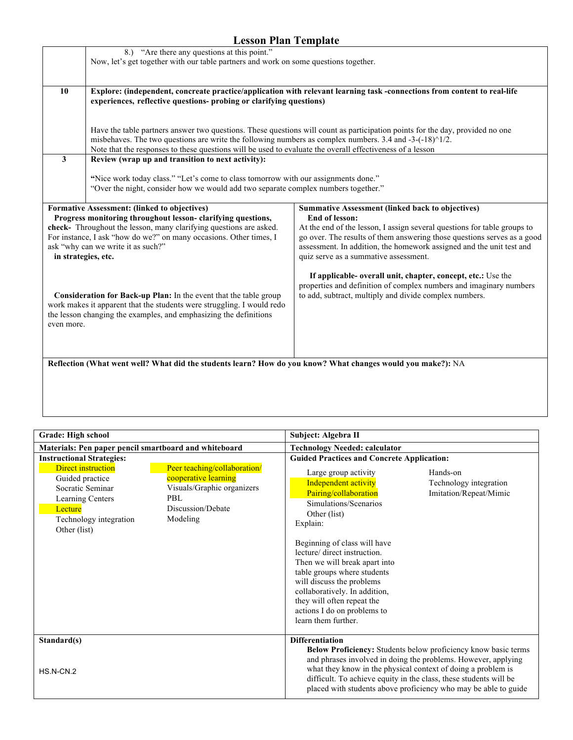# Lesson Plan Template

| | |
|---|---|
| | 8.) "Are there any questions at this point."<br>Now, let's get together with our table partners and work on some questions together. |
| **10** | **Explore: (independent, concreate practice/application with relevant learning task -connections from content to real-life experiences, reflective questions- probing or clarifying questions)**<br><br>Have the table partners answer two questions. These questions will count as participation points for the day, provided no one misbehaves. The two questions are write the following numbers as complex numbers. 3.4 and -3-(-18)^1/2.<br>Note that the responses to these questions will be used to evaluate the overall effectiveness of a lesson |
| **3** | **Review (wrap up and transition to next activity):**<br><br>**"**Nice work today class." "Let's come to class tomorrow with our assignments done."<br>"Over the night, consider how we would add two separate complex numbers together." |

| | |
|---|---|
| **Formative Assessment: (linked to objectives)**<br>**Progress monitoring throughout lesson- clarifying questions, check-** Throughout the lesson, many clarifying questions are asked. For instance, I ask "how do we?" on many occasions. Other times, I ask "why can we write it as such?"<br>**in strategies, etc.**<br><br>**Consideration for Back-up Plan:** In the event that the table group work makes it apparent that the students were struggling. I would redo the lesson changing the examples, and emphasizing the definitions even more. | **Summative Assessment (linked back to objectives)**<br>**End of lesson:**<br>At the end of the lesson, I assign several questions for table groups to go over. The results of them answering those questions serves as a good assessment. In addition, the homework assigned and the unit test and quiz serve as a summative assessment.<br><br>**If applicable- overall unit, chapter, concept, etc.:** Use the properties and definition of complex numbers and imaginary numbers to add, subtract, multiply and divide complex numbers. |

**Reflection (What went well? What did the students learn? How do you know? What changes would you make?):** NA

| | |
|---|---|
| **Grade: High school** | **Subject: Algebra II** |
| **Materials: Pen paper pencil smartboard and whiteboard** | **Technology Needed: calculator** |
| **Instructional Strategies:**<br>Direct instruction (highlighted)<br>Guided practice<br>Socratic Seminar<br>Learning Centers<br>Lecture (highlighted)<br>Technology integration<br>Other (list)<br>Peer teaching/collaboration/ cooperative learning (highlighted)<br>Visuals/Graphic organizers<br>PBL<br>Discussion/Debate<br>Modeling | **Guided Practices and Concrete Application:**<br>Large group activity<br>Independent activity (highlighted)<br>Pairing/collaboration (highlighted)<br>Simulations/Scenarios<br>Other (list)<br>Hands-on<br>Technology integration<br>Imitation/Repeat/Mimic<br>Explain:<br><br>Beginning of class will have lecture/ direct instruction. Then we will break apart into table groups where students will discuss the problems collaboratively. In addition, they will often repeat the actions I do on problems to learn them further. |
| **Standard(s)**<br><br>HS.N-CN.2 | **Differentiation**<br>**Below Proficiency:** Students below proficiency know basic terms and phrases involved in doing the problems. However, applying what they know in the physical context of doing a problem is difficult. To achieve equity in the class, these students will be placed with students above proficiency who may be able to guide |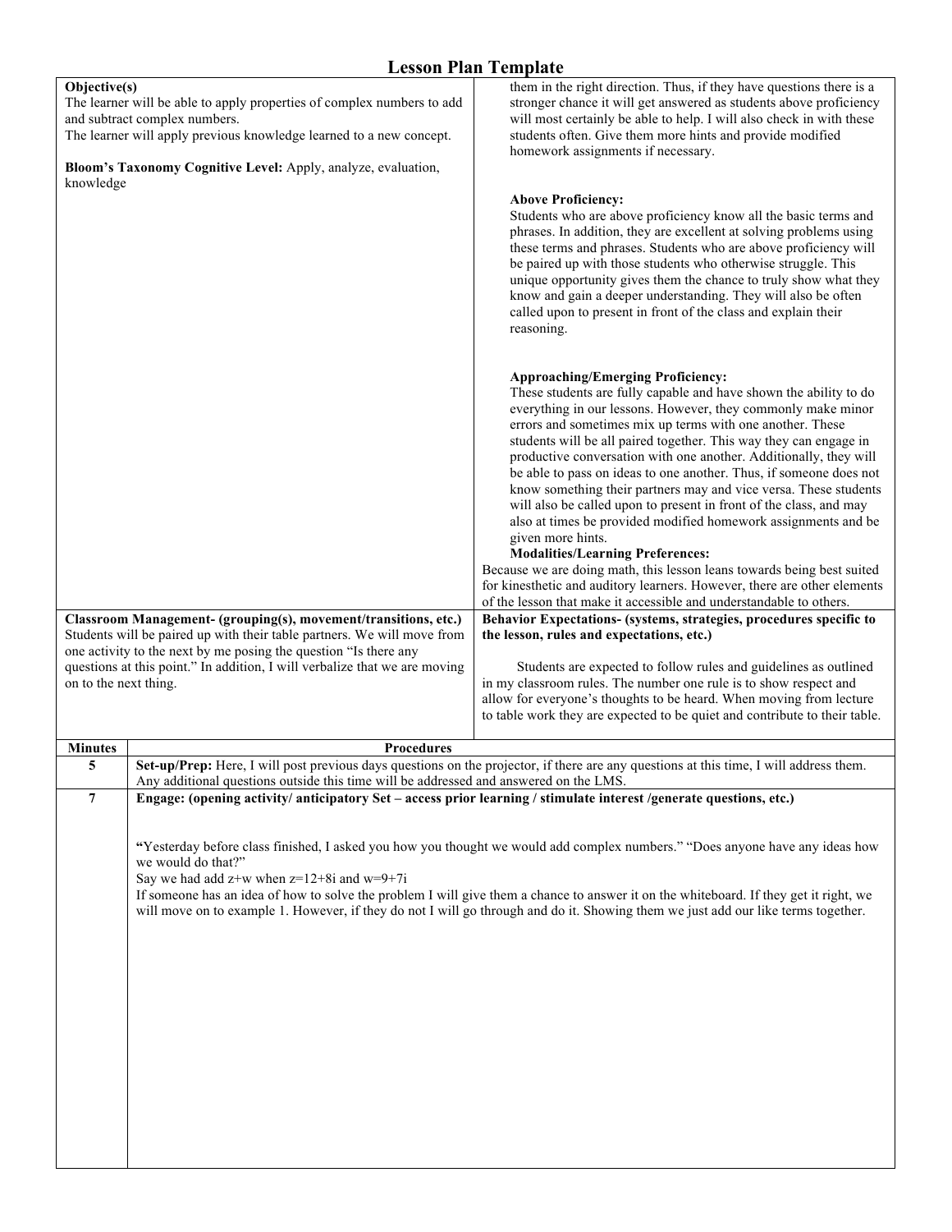# Lesson Plan Template

**Objective(s)**

The learner will be able to apply properties of complex numbers to add and subtract complex numbers.

The learner will apply previous knowledge learned to a new concept.

**Bloom's Taxonomy Cognitive Level:** Apply, analyze, evaluation, knowledge

them in the right direction. Thus, if they have questions there is a stronger chance it will get answered as students above proficiency will most certainly be able to help. I will also check in with these students often. Give them more hints and provide modified homework assignments if necessary.

**Above Proficiency:**

Students who are above proficiency know all the basic terms and phrases. In addition, they are excellent at solving problems using these terms and phrases. Students who are above proficiency will be paired up with those students who otherwise struggle. This unique opportunity gives them the chance to truly show what they know and gain a deeper understanding. They will also be often called upon to present in front of the class and explain their reasoning.

**Approaching/Emerging Proficiency:**

These students are fully capable and have shown the ability to do everything in our lessons. However, they commonly make minor errors and sometimes mix up terms with one another. These students will be all paired together. This way they can engage in productive conversation with one another. Additionally, they will be able to pass on ideas to one another. Thus, if someone does not know something their partners may and vice versa. These students will also be called upon to present in front of the class, and may also at times be provided modified homework assignments and be given more hints.

**Modalities/Learning Preferences:**

Because we are doing math, this lesson leans towards being best suited for kinesthetic and auditory learners. However, there are other elements of the lesson that make it accessible and understandable to others.

**Classroom Management- (grouping(s), movement/transitions, etc.)**

Students will be paired up with their table partners. We will move from one activity to the next by me posing the question "Is there any questions at this point." In addition, I will verbalize that we are moving on to the next thing.

**Behavior Expectations- (systems, strategies, procedures specific to the lesson, rules and expectations, etc.)**

Students are expected to follow rules and guidelines as outlined in my classroom rules. The number one rule is to show respect and allow for everyone's thoughts to be heard. When moving from lecture to table work they are expected to be quiet and contribute to their table.

| Minutes | Procedures |
|---|---|
| 5 | **Set-up/Prep:** Here, I will post previous days questions on the projector, if there are any questions at this time, I will address them. Any additional questions outside this time will be addressed and answered on the LMS. |
| 7 | **Engage: (opening activity/ anticipatory Set – access prior learning / stimulate interest /generate questions, etc.)**<br><br>**"**Yesterday before class finished, I asked you how you thought we would add complex numbers." "Does anyone have any ideas how we would do that?"<br>Say we had add $z+w$ when $z=12+8i$ and $w=9+7i$<br>If someone has an idea of how to solve the problem I will give them a chance to answer it on the whiteboard. If they get it right, we will move on to example 1. However, if they do not I will go through and do it. Showing them we just add our like terms together. |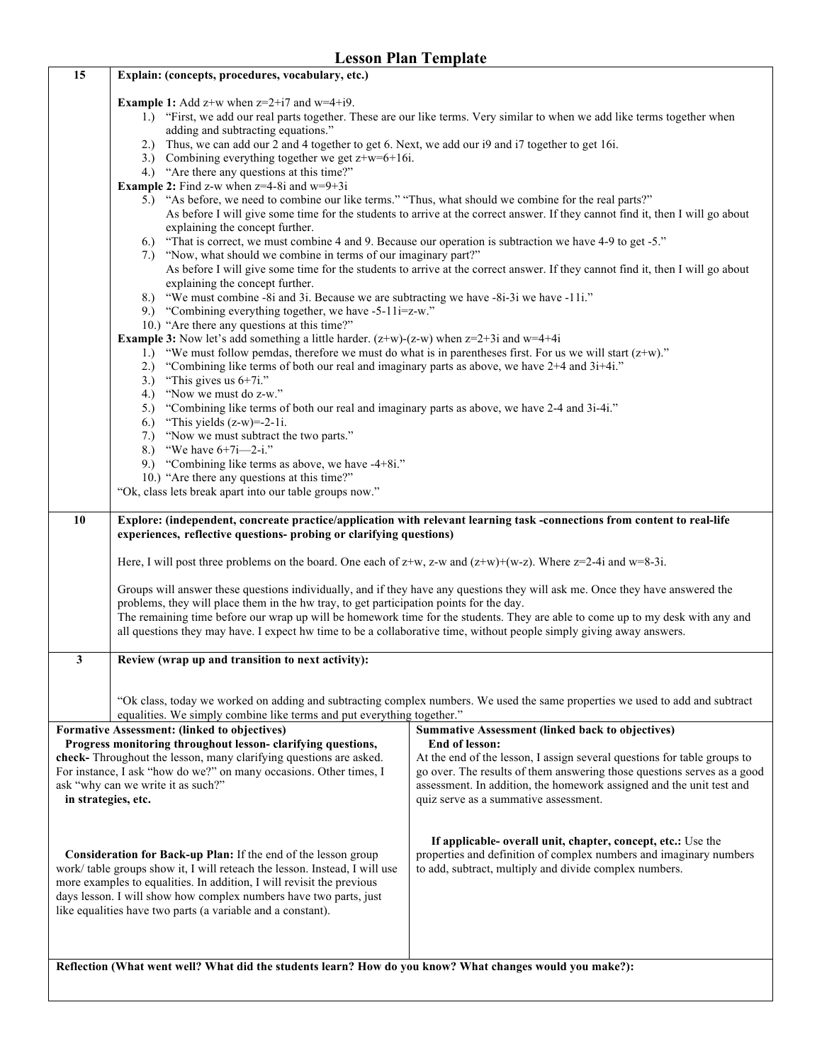# Lesson Plan Template

| | |
|---|---|
| 15 | **Explain: (concepts, procedures, vocabulary, etc.)**<br><br>**Example 1:** Add z+w when z=2+i7 and w=4+i9.<br>1.) "First, we add our real parts together. These are our like terms. Very similar to when we add like terms together when adding and subtracting equations."<br>2.) Thus, we can add our 2 and 4 together to get 6. Next, we add our i9 and i7 together to get 16i.<br>3.) Combining everything together we get z+w=6+16i.<br>4.) "Are there any questions at this time?"<br>**Example 2:** Find z-w when z=4-8i and w=9+3i<br>5.) "As before, we need to combine our like terms." "Thus, what should we combine for the real parts?" As before I will give some time for the students to arrive at the correct answer. If they cannot find it, then I will go about explaining the concept further.<br>6.) "That is correct, we must combine 4 and 9. Because our operation is subtraction we have 4-9 to get -5."<br>7.) "Now, what should we combine in terms of our imaginary part?" As before I will give some time for the students to arrive at the correct answer. If they cannot find it, then I will go about explaining the concept further.<br>8.) "We must combine -8i and 3i. Because we are subtracting we have -8i-3i we have -11i."<br>9.) "Combining everything together, we have -5-11i=z-w."<br>10.) "Are there any questions at this time?"<br>**Example 3:** Now let's add something a little harder. (z+w)-(z-w) when z=2+3i and w=4+4i<br>1.) "We must follow pemdas, therefore we must do what is in parentheses first. For us we will start (z+w)."<br>2.) "Combining like terms of both our real and imaginary parts as above, we have 2+4 and 3i+4i."<br>3.) "This gives us 6+7i."<br>4.) "Now we must do z-w."<br>5.) "Combining like terms of both our real and imaginary parts as above, we have 2-4 and 3i-4i."<br>6.) "This yields (z-w)=-2-1i."<br>7.) "Now we must subtract the two parts."<br>8.) "We have 6+7i—2-i."<br>9.) "Combining like terms as above, we have -4+8i."<br>10.) "Are there any questions at this time?"<br>"Ok, class lets break apart into our table groups now." |
| 10 | **Explore: (independent, concreate practice/application with relevant learning task -connections from content to real-life experiences, reflective questions- probing or clarifying questions)**<br><br>Here, I will post three problems on the board. One each of z+w, z-w and (z+w)+(w-z). Where z=2-4i and w=8-3i.<br><br>Groups will answer these questions individually, and if they have any questions they will ask me. Once they have answered the problems, they will place them in the hw tray, to get participation points for the day.<br>The remaining time before our wrap up will be homework time for the students. They are able to come up to my desk with any and all questions they may have. I expect hw time to be a collaborative time, without people simply giving away answers. |
| 3 | **Review (wrap up and transition to next activity):**<br><br>"Ok class, today we worked on adding and subtracting complex numbers. We used the same properties we used to add and subtract equalities. We simply combine like terms and put everything together." |

| **Formative Assessment: (linked to objectives)** | **Summative Assessment (linked back to objectives)** |
|---|---|
| **Progress monitoring throughout lesson- clarifying questions, check-** Throughout the lesson, many clarifying questions are asked. For instance, I ask "how do we?" on many occasions. Other times, I ask "why can we write it as such?"<br>**in strategies, etc.**<br><br>**Consideration for Back-up Plan:** If the end of the lesson group work/ table groups show it, I will reteach the lesson. Instead, I will use more examples to equalities. In addition, I will revisit the previous days lesson. I will show how complex numbers have two parts, just like equalities have two parts (a variable and a constant). | **End of lesson:**<br>At the end of the lesson, I assign several questions for table groups to go over. The results of them answering those questions serves as a good assessment. In addition, the homework assigned and the unit test and quiz serve as a summative assessment.<br><br>**If applicable- overall unit, chapter, concept, etc.:** Use the properties and definition of complex numbers and imaginary numbers to add, subtract, multiply and divide complex numbers. |

**Reflection (What went well? What did the students learn? How do you know? What changes would you make?):**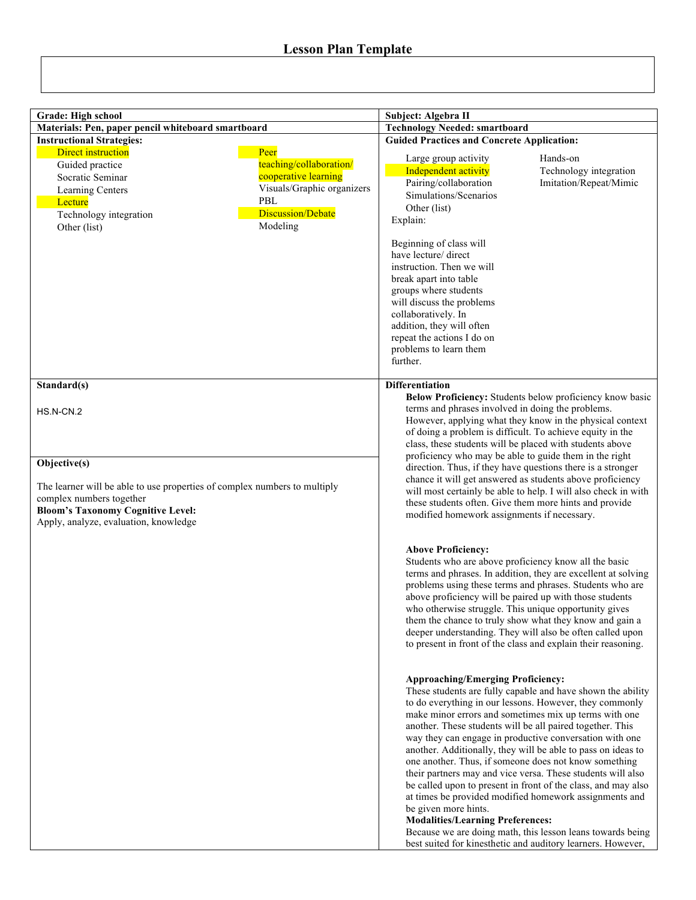# Lesson Plan Template

| **Grade: High school** | **Subject: Algebra II** |
|---|---|
| **Materials: Pen, paper pencil whiteboard smartboard** | **Technology Needed: smartboard** |
| **Instructional Strategies:**<br>Direct instruction<br>Guided practice<br>Socratic Seminar<br>Learning Centers<br>Lecture<br>Technology integration<br>Other (list)<br>Peer teaching/collaboration/ cooperative learning<br>Visuals/Graphic organizers<br>PBL<br>Discussion/Debate<br>Modeling | **Guided Practices and Concrete Application:**<br>Large group activity<br>Independent activity<br>Pairing/collaboration<br>Simulations/Scenarios<br>Other (list)<br>Hands-on<br>Technology integration<br>Imitation/Repeat/Mimic<br>Explain:<br><br>Beginning of class will have lecture/ direct instruction. Then we will break apart into table groups where students will discuss the problems collaboratively. In addition, they will often repeat the actions I do on problems to learn them further. |
| **Standard(s)**<br><br>HS.N-CN.2<br><br>**Objective(s)**<br><br>The learner will be able to use properties of complex numbers to multiply complex numbers together<br>**Bloom's Taxonomy Cognitive Level:**<br>Apply, analyze, evaluation, knowledge | **Differentiation**<br>**Below Proficiency:** Students below proficiency know basic terms and phrases involved in doing the problems. However, applying what they know in the physical context of doing a problem is difficult. To achieve equity in the class, these students will be placed with students above proficiency who may be able to guide them in the right direction. Thus, if they have questions there is a stronger chance it will get answered as students above proficiency will most certainly be able to help. I will also check in with these students often. Give them more hints and provide modified homework assignments if necessary.<br><br>**Above Proficiency:**<br>Students who are above proficiency know all the basic terms and phrases. In addition, they are excellent at solving problems using these terms and phrases. Students who are above proficiency will be paired up with those students who otherwise struggle. This unique opportunity gives them the chance to truly show what they know and gain a deeper understanding. They will also be often called upon to present in front of the class and explain their reasoning.<br><br>**Approaching/Emerging Proficiency:**<br>These students are fully capable and have shown the ability to do everything in our lessons. However, they commonly make minor errors and sometimes mix up terms with one another. These students will be all paired together. This way they can engage in productive conversation with one another. Additionally, they will be able to pass on ideas to one another. Thus, if someone does not know something their partners may and vice versa. These students will also be called upon to present in front of the class, and may also at times be provided modified homework assignments and be given more hints.<br>**Modalities/Learning Preferences:**<br>Because we are doing math, this lesson leans towards being best suited for kinesthetic and auditory learners. However, |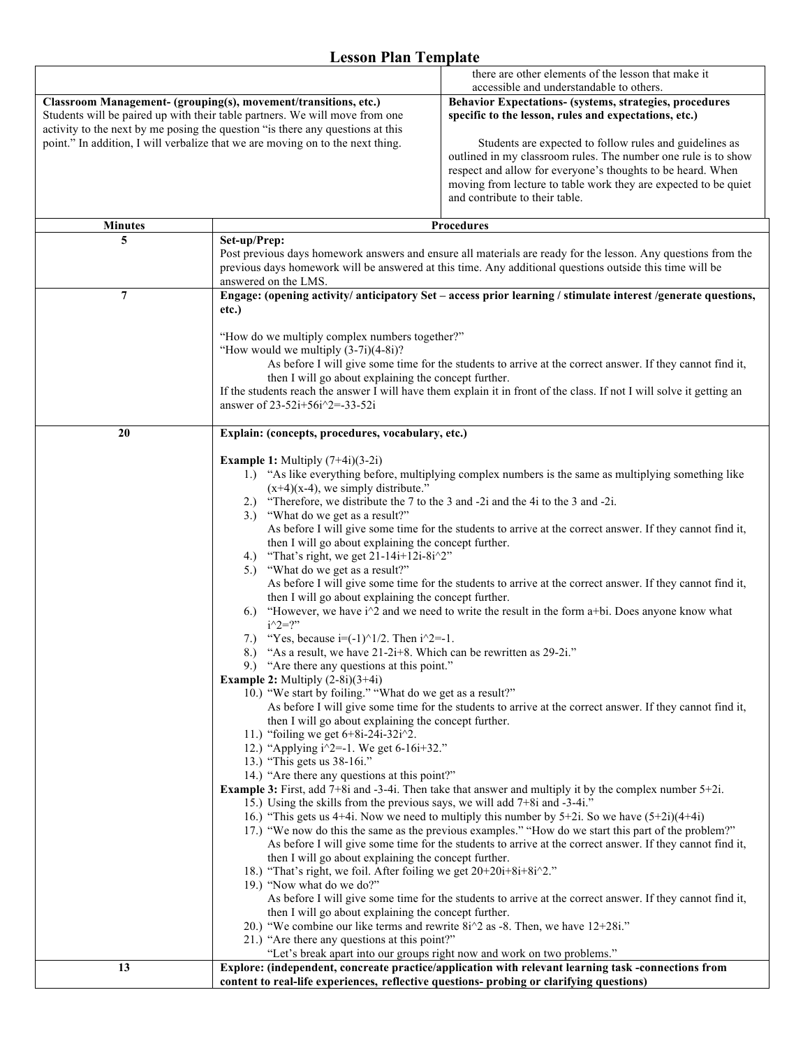# Lesson Plan Template

| | |
|---|---|
| | there are other elements of the lesson that make it accessible and understandable to others. |
| **Classroom Management- (grouping(s), movement/transitions, etc.)** Students will be paired up with their table partners. We will move from one activity to the next by me posing the question "is there any questions at this point." In addition, I will verbalize that we are moving on to the next thing. | **Behavior Expectations- (systems, strategies, procedures specific to the lesson, rules and expectations, etc.)** Students are expected to follow rules and guidelines as outlined in my classroom rules. The number one rule is to show respect and allow for everyone's thoughts to be heard. When moving from lecture to table work they are expected to be quiet and contribute to their table. |

| Minutes | Procedures |
|---|---|
| 5 | **Set-up/Prep:** Post previous days homework answers and ensure all materials are ready for the lesson. Any questions from the previous days homework will be answered at this time. Any additional questions outside this time will be answered on the LMS. |
| 7 | **Engage: (opening activity/ anticipatory Set – access prior learning / stimulate interest /generate questions, etc.)**<br><br>"How do we multiply complex numbers together?"<br>"How would we multiply (3-7i)(4-8i)?<br>As before I will give some time for the students to arrive at the correct answer. If they cannot find it, then I will go about explaining the concept further.<br>If the students reach the answer I will have them explain it in front of the class. If not I will solve it getting an answer of 23-52i+56i^2=-33-52i |
| 20 | **Explain: (concepts, procedures, vocabulary, etc.)**<br><br>**Example 1:** Multiply (7+4i)(3-2i)<br>1.) "As like everything before, multiplying complex numbers is the same as multiplying something like (x+4)(x-4), we simply distribute."<br>2.) "Therefore, we distribute the 7 to the 3 and -2i and the 4i to the 3 and -2i.<br>3.) "What do we get as a result?"<br>As before I will give some time for the students to arrive at the correct answer. If they cannot find it, then I will go about explaining the concept further.<br>4.) "That's right, we get 21-14i+12i-8i^2"<br>5.) "What do we get as a result?"<br>As before I will give some time for the students to arrive at the correct answer. If they cannot find it, then I will go about explaining the concept further.<br>6.) "However, we have i^2 and we need to write the result in the form a+bi. Does anyone know what i^2=?"<br>7.) "Yes, because i=(-1)^1/2. Then i^2=-1.<br>8.) "As a result, we have 21-2i+8. Which can be rewritten as 29-2i."<br>9.) "Are there any questions at this point."<br>**Example 2:** Multiply (2-8i)(3+4i)<br>10.) "We start by foiling." "What do we get as a result?"<br>As before I will give some time for the students to arrive at the correct answer. If they cannot find it, then I will go about explaining the concept further.<br>11.) "foiling we get 6+8i-24i-32i^2.<br>12.) "Applying i^2=-1. We get 6-16i+32."<br>13.) "This gets us 38-16i."<br>14.) "Are there any questions at this point?"<br>**Example 3:** First, add 7+8i and -3-4i. Then take that answer and multiply it by the complex number 5+2i.<br>15.) Using the skills from the previous says, we will add 7+8i and -3-4i."<br>16.) "This gets us 4+4i. Now we need to multiply this number by 5+2i. So we have (5+2i)(4+4i)<br>17.) "We now do this the same as the previous examples." "How do we start this part of the problem?"<br>As before I will give some time for the students to arrive at the correct answer. If they cannot find it, then I will go about explaining the concept further.<br>18.) "That's right, we foil. After foiling we get 20+20i+8i+8i^2."<br>19.) "Now what do we do?"<br>As before I will give some time for the students to arrive at the correct answer. If they cannot find it, then I will go about explaining the concept further.<br>20.) "We combine our like terms and rewrite 8i^2 as -8. Then, we have 12+28i."<br>21.) "Are there any questions at this point?"<br>"Let's break apart into our groups right now and work on two problems." |
| 13 | **Explore: (independent, concreate practice/application with relevant learning task -connections from content to real-life experiences, reflective questions- probing or clarifying questions)** |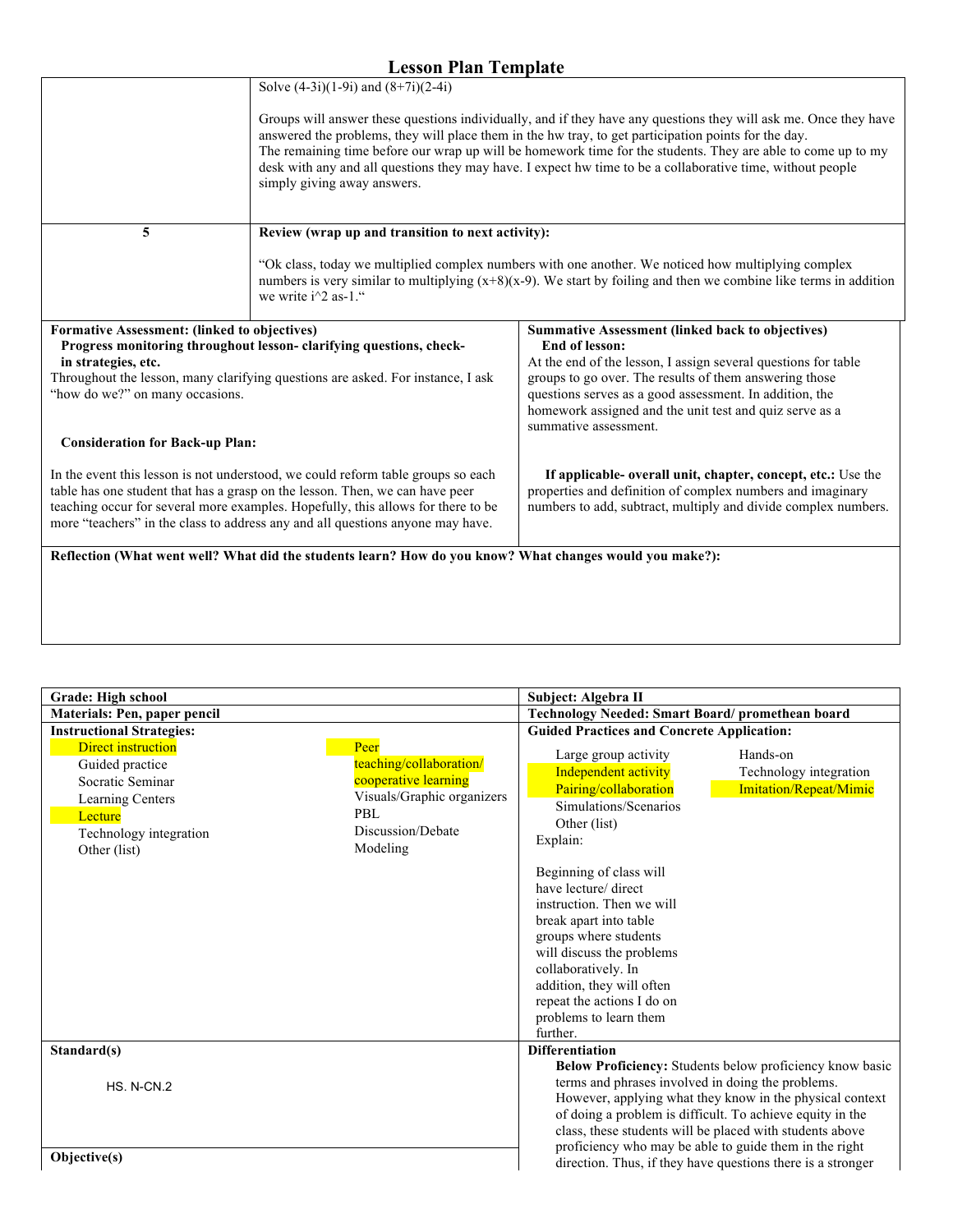# Lesson Plan Template

| | |
|---|---|
| | Solve $(4-3i)(1-9i)$ and $(8+7i)(2-4i)$<br><br>Groups will answer these questions individually, and if they have any questions they will ask me. Once they have answered the problems, they will place them in the hw tray, to get participation points for the day.<br>The remaining time before our wrap up will be homework time for the students. They are able to come up to my desk with any and all questions they may have. I expect hw time to be a collaborative time, without people simply giving away answers. |
| 5 | **Review (wrap up and transition to next activity):**<br><br>"Ok class, today we multiplied complex numbers with one another. We noticed how multiplying complex numbers is very similar to multiplying $(x+8)(x-9)$. We start by foiling and then we combine like terms in addition we write $i^2$ as-1." |

| | |
|---|---|
| **Formative Assessment: (linked to objectives)**<br>**Progress monitoring throughout lesson- clarifying questions, check-in strategies, etc.**<br>Throughout the lesson, many clarifying questions are asked. For instance, I ask "how do we?" on many occasions.<br><br>**Consideration for Back-up Plan:**<br><br>In the event this lesson is not understood, we could reform table groups so each table has one student that has a grasp on the lesson. Then, we can have peer teaching occur for several more examples. Hopefully, this allows for there to be more "teachers" in the class to address any and all questions anyone may have. | **Summative Assessment (linked back to objectives)**<br>**End of lesson:**<br>At the end of the lesson, I assign several questions for table groups to go over. The results of them answering those questions serves as a good assessment. In addition, the homework assigned and the unit test and quiz serve as a summative assessment.<br><br>**If applicable- overall unit, chapter, concept, etc.:** Use the properties and definition of complex numbers and imaginary numbers to add, subtract, multiply and divide complex numbers. |

**Reflection (What went well? What did the students learn? How do you know? What changes would you make?):**

| | |
|---|---|
| **Grade: High school** | **Subject: Algebra II** |
| **Materials: Pen, paper pencil** | **Technology Needed: Smart Board/ promethean board** |
| **Instructional Strategies:**<br>Direct instruction (highlighted)<br>Guided practice<br>Socratic Seminar<br>Learning Centers<br>Lecture (highlighted)<br>Technology integration<br>Other (list)<br>Peer teaching/collaboration/ cooperative learning (highlighted)<br>Visuals/Graphic organizers<br>PBL<br>Discussion/Debate<br>Modeling | **Guided Practices and Concrete Application:**<br>Large group activity<br>Independent activity (highlighted)<br>Pairing/collaboration (highlighted)<br>Simulations/Scenarios<br>Other (list)<br>Hands-on<br>Technology integration<br>Imitation/Repeat/Mimic (highlighted)<br>Explain:<br><br>Beginning of class will have lecture/ direct instruction. Then we will break apart into table groups where students will discuss the problems collaboratively. In addition, they will often repeat the actions I do on problems to learn them further. |
| **Standard(s)**<br><br>HS. N-CN.2<br><br>**Objective(s)** | **Differentiation**<br>**Below Proficiency:** Students below proficiency know basic terms and phrases involved in doing the problems. However, applying what they know in the physical context of doing a problem is difficult. To achieve equity in the class, these students will be placed with students above proficiency who may be able to guide them in the right direction. Thus, if they have questions there is a stronger |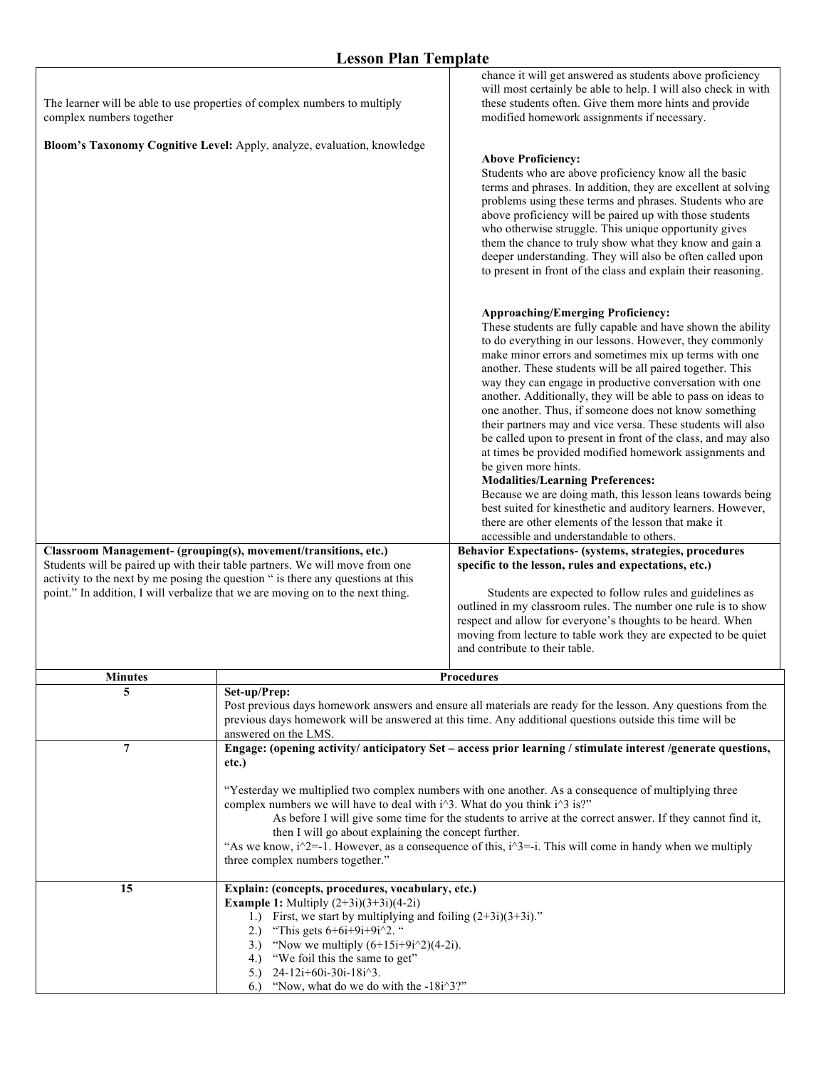# Lesson Plan Template

The learner will be able to use properties of complex numbers to multiply complex numbers together

**Bloom's Taxonomy Cognitive Level:** Apply, analyze, evaluation, knowledge

chance it will get answered as students above proficiency will most certainly be able to help. I will also check in with these students often. Give them more hints and provide modified homework assignments if necessary.

**Above Proficiency:**
Students who are above proficiency know all the basic terms and phrases. In addition, they are excellent at solving problems using these terms and phrases. Students who are above proficiency will be paired up with those students who otherwise struggle. This unique opportunity gives them the chance to truly show what they know and gain a deeper understanding. They will also be often called upon to present in front of the class and explain their reasoning.

**Approaching/Emerging Proficiency:**
These students are fully capable and have shown the ability to do everything in our lessons. However, they commonly make minor errors and sometimes mix up terms with one another. These students will be all paired together. This way they can engage in productive conversation with one another. Additionally, they will be able to pass on ideas to one another. Thus, if someone does not know something their partners may and vice versa. These students will also be called upon to present in front of the class, and may also at times be provided modified homework assignments and be given more hints.

**Modalities/Learning Preferences:**
Because we are doing math, this lesson leans towards being best suited for kinesthetic and auditory learners. However, there are other elements of the lesson that make it accessible and understandable to others.

**Classroom Management- (grouping(s), movement/transitions, etc.)**
Students will be paired up with their table partners. We will move from one activity to the next by me posing the question " is there any questions at this point." In addition, I will verbalize that we are moving on to the next thing.

**Behavior Expectations- (systems, strategies, procedures specific to the lesson, rules and expectations, etc.)**

Students are expected to follow rules and guidelines as outlined in my classroom rules. The number one rule is to show respect and allow for everyone's thoughts to be heard. When moving from lecture to table work they are expected to be quiet and contribute to their table.

| Minutes | Procedures |
|---|---|
| 5 | **Set-up/Prep:** Post previous days homework answers and ensure all materials are ready for the lesson. Any questions from the previous days homework will be answered at this time. Any additional questions outside this time will be answered on the LMS. |
| 7 | **Engage: (opening activity/ anticipatory Set – access prior learning / stimulate interest /generate questions, etc.)** "Yesterday we multiplied two complex numbers with one another. As a consequence of multiplying three complex numbers we will have to deal with i^3. What do you think i^3 is?" As before I will give some time for the students to arrive at the correct answer. If they cannot find it, then I will go about explaining the concept further. "As we know, i^2=-1. However, as a consequence of this, i^3=-i. This will come in handy when we multiply three complex numbers together." |
| 15 | **Explain: (concepts, procedures, vocabulary, etc.)** **Example 1:** Multiply (2+3i)(3+3i)(4-2i) 1.) First, we start by multiplying and foiling (2+3i)(3+3i)." 2.) "This gets 6+6i+9i+9i^2. " 3.) "Now we multiply (6+15i+9i^2)(4-2i). 4.) "We foil this the same to get" 5.) 24-12i+60i-30i-18i^3. 6.) "Now, what do we do with the -18i^3?" |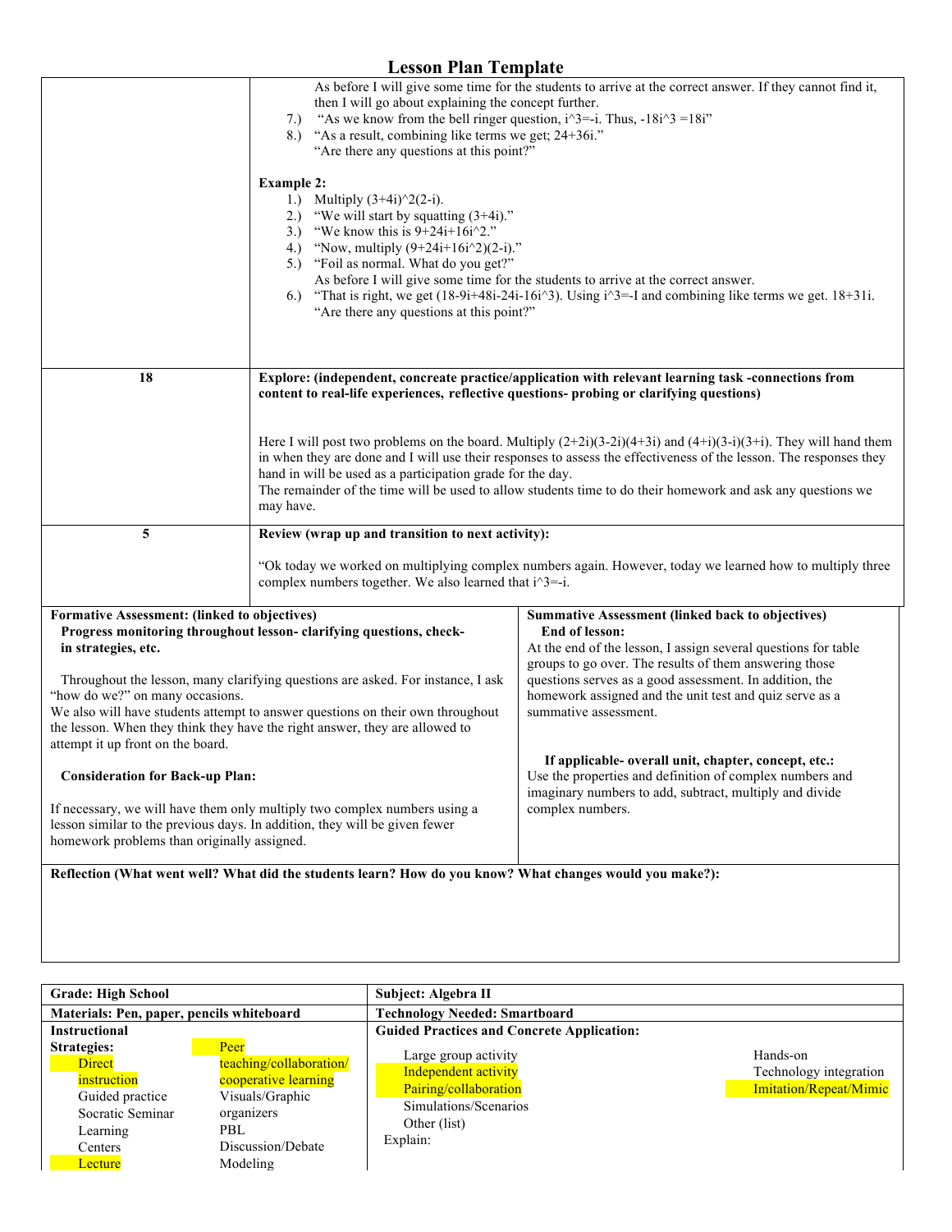# Lesson Plan Template

| | |
|---|---|
| | As before I will give some time for the students to arrive at the correct answer. If they cannot find it, then I will go about explaining the concept further.<br>7.) "As we know from the bell ringer question, $i^3=-i$. Thus, $-18i^3 = 18i$"<br>8.) "As a result, combining like terms we get; $24+36i$."<br>"Are there any questions at this point?"<br><br>**Example 2:**<br>1.) Multiply $(3+4i)^2(2-i)$.<br>2.) "We will start by squatting (3+4i)."<br>3.) "We know this is $9+24i+16i^2$."<br>4.) "Now, multiply $(9+24i+16i^2)(2-i)$."<br>5.) "Foil as normal. What do you get?"<br>As before I will give some time for the students to arrive at the correct answer.<br>6.) "That is right, we get $(18-9i+48i-24i-16i^3)$. Using $i^3$=-I and combining like terms we get. $18+31i$.<br>"Are there any questions at this point?" |
| 18 | **Explore: (independent, concreate practice/application with relevant learning task -connections from content to real-life experiences, reflective questions- probing or clarifying questions)**<br><br>Here I will post two problems on the board. Multiply $(2+2i)(3-2i)(4+3i)$ and $(4+i)(3-i)(3+i)$. They will hand them in when they are done and I will use their responses to assess the effectiveness of the lesson. The responses they hand in will be used as a participation grade for the day.<br>The remainder of the time will be used to allow students time to do their homework and ask any questions we may have. |
| 5 | **Review (wrap up and transition to next activity):**<br><br>"Ok today we worked on multiplying complex numbers again. However, today we learned how to multiply three complex numbers together. We also learned that $i^3=-i$. |

| | |
|---|---|
| **Formative Assessment: (linked to objectives)**<br>**Progress monitoring throughout lesson- clarifying questions, check-in strategies, etc.**<br><br>Throughout the lesson, many clarifying questions are asked. For instance, I ask "how do we?" on many occasions.<br>We also will have students attempt to answer questions on their own throughout the lesson. When they think they have the right answer, they are allowed to attempt it up front on the board.<br><br>**Consideration for Back-up Plan:**<br><br>If necessary, we will have them only multiply two complex numbers using a lesson similar to the previous days. In addition, they will be given fewer homework problems than originally assigned. | **Summative Assessment (linked back to objectives)**<br>**End of lesson:**<br>At the end of the lesson, I assign several questions for table groups to go over. The results of them answering those questions serves as a good assessment. In addition, the homework assigned and the unit test and quiz serve as a summative assessment.<br><br>**If applicable- overall unit, chapter, concept, etc.:**<br>Use the properties and definition of complex numbers and imaginary numbers to add, subtract, multiply and divide complex numbers. |

**Reflection (What went well? What did the students learn? How do you know? What changes would you make?):**

| | |
|---|---|
| **Grade: High School** | **Subject: Algebra II** |
| **Materials: Pen, paper, pencils whiteboard** | **Technology Needed: Smartboard** |
| **Instructional Strategies:**<br>Direct instruction<br>Guided practice<br>Socratic Seminar<br>Learning Centers<br>Lecture<br>Peer teaching/collaboration/ cooperative learning<br>Visuals/Graphic organizers<br>PBL<br>Discussion/Debate<br>Modeling | **Guided Practices and Concrete Application:**<br>Large group activity<br>Independent activity<br>Pairing/collaboration<br>Simulations/Scenarios<br>Other (list)<br>Hands-on<br>Technology integration<br>Imitation/Repeat/Mimic<br>Explain: |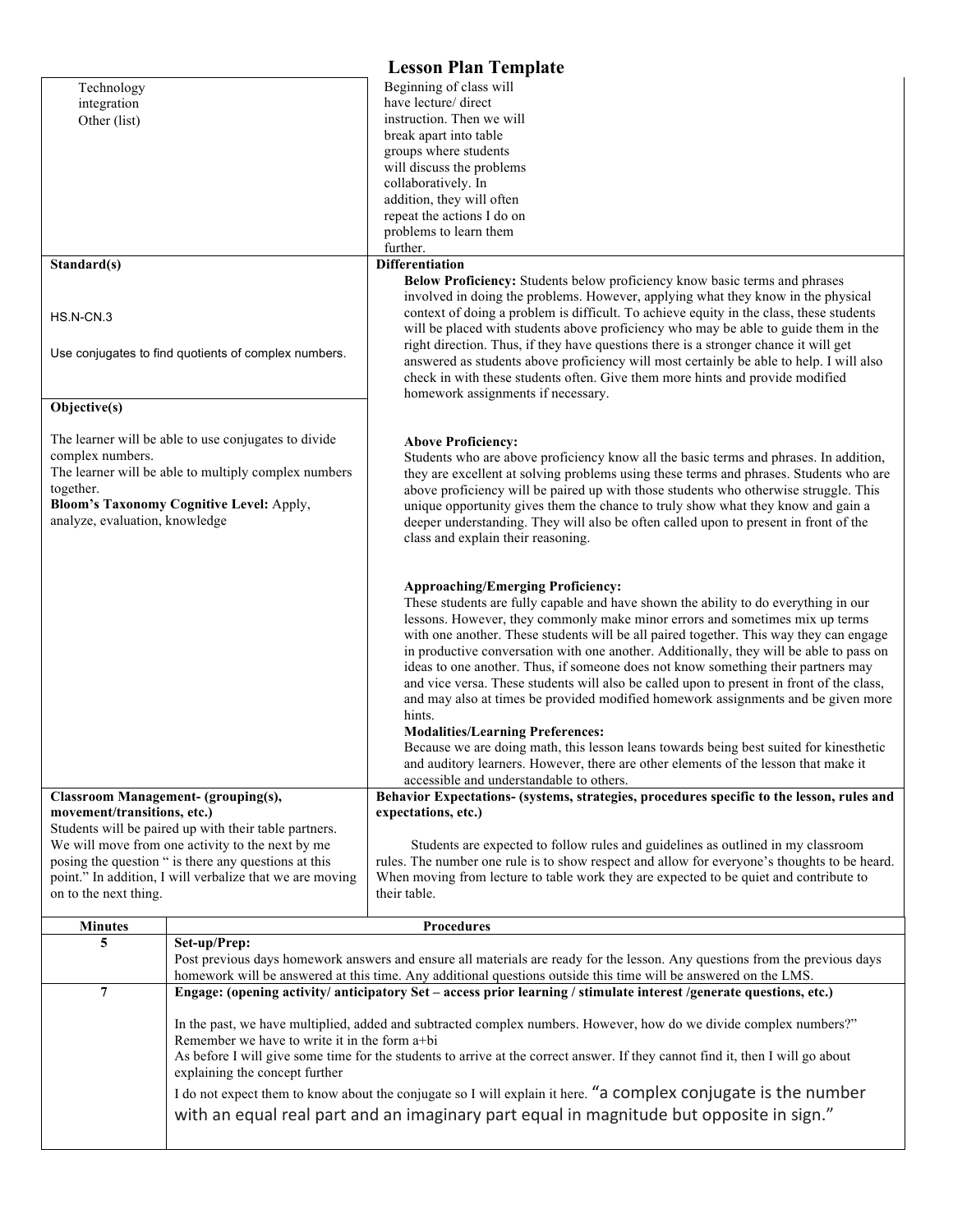# Lesson Plan Template

| | |
|---|---|
| Technology integration<br>Other (list) | Beginning of class will have lecture/ direct instruction. Then we will break apart into table groups where students will discuss the problems collaboratively. In addition, they will often repeat the actions I do on problems to learn them further. |
| **Standard(s)**<br><br>HS.N-CN.3<br><br>Use conjugates to find quotients of complex numbers.<br><br>**Objective(s)**<br><br>The learner will be able to use conjugates to divide complex numbers.<br>The learner will be able to multiply complex numbers together.<br>**Bloom's Taxonomy Cognitive Level:** Apply, analyze, evaluation, knowledge | **Differentiation**<br>**Below Proficiency:** Students below proficiency know basic terms and phrases involved in doing the problems. However, applying what they know in the physical context of doing a problem is difficult. To achieve equity in the class, these students will be placed with students above proficiency who may be able to guide them in the right direction. Thus, if they have questions there is a stronger chance it will get answered as students above proficiency will most certainly be able to help. I will also check in with these students often. Give them more hints and provide modified homework assignments if necessary.<br><br>**Above Proficiency:**<br>Students who are above proficiency know all the basic terms and phrases. In addition, they are excellent at solving problems using these terms and phrases. Students who are above proficiency will be paired up with those students who otherwise struggle. This unique opportunity gives them the chance to truly show what they know and gain a deeper understanding. They will also be often called upon to present in front of the class and explain their reasoning.<br><br>**Approaching/Emerging Proficiency:**<br>These students are fully capable and have shown the ability to do everything in our lessons. However, they commonly make minor errors and sometimes mix up terms with one another. These students will be all paired together. This way they can engage in productive conversation with one another. Additionally, they will be able to pass on ideas to one another. Thus, if someone does not know something their partners may and vice versa. These students will also be called upon to present in front of the class, and may also at times be provided modified homework assignments and be given more hints.<br>**Modalities/Learning Preferences:**<br>Because we are doing math, this lesson leans towards being best suited for kinesthetic and auditory learners. However, there are other elements of the lesson that make it accessible and understandable to others. |
| **Classroom Management- (grouping(s), movement/transitions, etc.)**<br>Students will be paired up with their table partners. We will move from one activity to the next by me posing the question " is there any questions at this point." In addition, I will verbalize that we are moving on to the next thing. | **Behavior Expectations- (systems, strategies, procedures specific to the lesson, rules and expectations, etc.)**<br><br>Students are expected to follow rules and guidelines as outlined in my classroom rules. The number one rule is to show respect and allow for everyone's thoughts to be heard. When moving from lecture to table work they are expected to be quiet and contribute to their table. |

| Minutes | Procedures |
|---|---|
| 5 | **Set-up/Prep:**<br>Post previous days homework answers and ensure all materials are ready for the lesson. Any questions from the previous days homework will be answered at this time. Any additional questions outside this time will be answered on the LMS. |
| 7 | **Engage: (opening activity/ anticipatory Set – access prior learning / stimulate interest /generate questions, etc.)**<br><br>In the past, we have multiplied, added and subtracted complex numbers. However, how do we divide complex numbers?" Remember we have to write it in the form a+bi<br>As before I will give some time for the students to arrive at the correct answer. If they cannot find it, then I will go about explaining the concept further<br>I do not expect them to know about the conjugate so I will explain it here. "a complex conjugate is the number with an equal real part and an imaginary part equal in magnitude but opposite in sign." |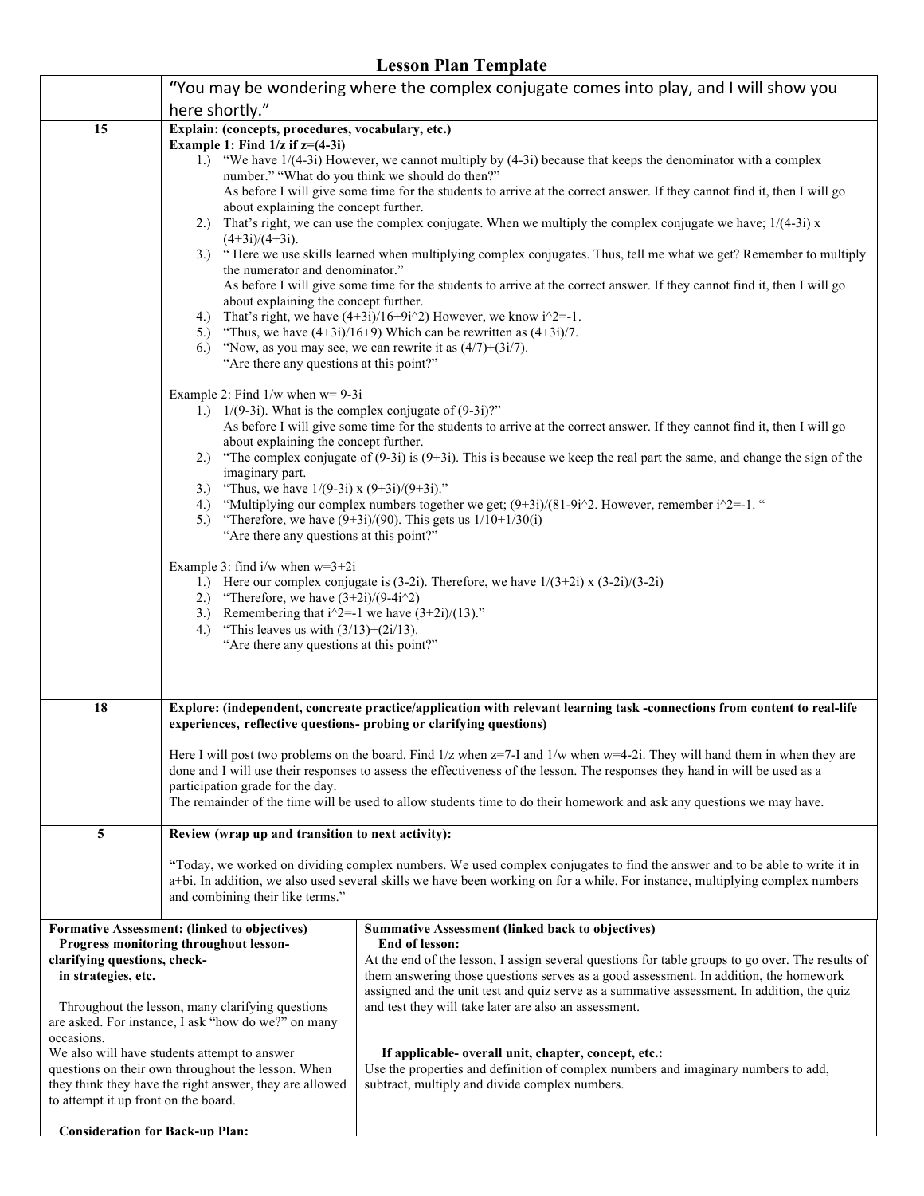# Lesson Plan Template

| | |
|---|---|
| | "You may be wondering where the complex conjugate comes into play, and I will show you here shortly." |
| 15 | **Explain: (concepts, procedures, vocabulary, etc.)**<br>**Example 1: Find 1/z if z=(4-3i)**<br>1.) "We have 1/(4-3i) However, we cannot multiply by (4-3i) because that keeps the denominator with a complex number." "What do you think we should do then?"<br>As before I will give some time for the students to arrive at the correct answer. If they cannot find it, then I will go about explaining the concept further.<br>2.) That's right, we can use the complex conjugate. When we multiply the complex conjugate we have; 1/(4-3i) x (4+3i)/(4+3i).<br>3.) " Here we use skills learned when multiplying complex conjugates. Thus, tell me what we get? Remember to multiply the numerator and denominator."<br>As before I will give some time for the students to arrive at the correct answer. If they cannot find it, then I will go about explaining the concept further.<br>4.) That's right, we have (4+3i)/16+9i^2) However, we know i^2=-1.<br>5.) "Thus, we have (4+3i)/16+9) Which can be rewritten as (4+3i)/7.<br>6.) "Now, as you may see, we can rewrite it as (4/7)+(3i/7).<br>"Are there any questions at this point?"<br><br>Example 2: Find 1/w when w= 9-3i<br>1.) 1/(9-3i). What is the complex conjugate of (9-3i)?"<br>As before I will give some time for the students to arrive at the correct answer. If they cannot find it, then I will go about explaining the concept further.<br>2.) "The complex conjugate of (9-3i) is (9+3i). This is because we keep the real part the same, and change the sign of the imaginary part.<br>3.) "Thus, we have 1/(9-3i) x (9+3i)/(9+3i)."<br>4.) "Multiplying our complex numbers together we get; (9+3i)/(81-9i^2. However, remember i^2=-1. "<br>5.) "Therefore, we have (9+3i)/(90). This gets us 1/10+1/30(i)<br>"Are there any questions at this point?"<br><br>Example 3: find i/w when w=3+2i<br>1.) Here our complex conjugate is (3-2i). Therefore, we have 1/(3+2i) x (3-2i)/(3-2i)<br>2.) "Therefore, we have (3+2i)/(9-4i^2)<br>3.) Remembering that i^2=-1 we have (3+2i)/(13)."<br>4.) "This leaves us with (3/13)+(2i/13).<br>"Are there any questions at this point?" |
| 18 | **Explore: (independent, concreate practice/application with relevant learning task -connections from content to real-life experiences, reflective questions- probing or clarifying questions)**<br><br>Here I will post two problems on the board. Find 1/z when z=7-I and 1/w when w=4-2i. They will hand them in when they are done and I will use their responses to assess the effectiveness of the lesson. The responses they hand in will be used as a participation grade for the day.<br>The remainder of the time will be used to allow students time to do their homework and ask any questions we may have. |
| 5 | **Review (wrap up and transition to next activity):**<br><br>**"**Today, we worked on dividing complex numbers. We used complex conjugates to find the answer and to be able to write it in a+bi. In addition, we also used several skills we have been working on for a while. For instance, multiplying complex numbers and combining their like terms." |

| | |
|---|---|
| **Formative Assessment: (linked to objectives)**<br>**Progress monitoring throughout lesson- clarifying questions, check- in strategies, etc.**<br><br>Throughout the lesson, many clarifying questions are asked. For instance, I ask "how do we?" on many occasions.<br>We also will have students attempt to answer questions on their own throughout the lesson. When they think they have the right answer, they are allowed to attempt it up front on the board.<br><br>**Consideration for Back-up Plan:** | **Summative Assessment (linked back to objectives)**<br>**End of lesson:**<br>At the end of the lesson, I assign several questions for table groups to go over. The results of them answering those questions serves as a good assessment. In addition, the homework assigned and the unit test and quiz serve as a summative assessment. In addition, the quiz and test they will take later are also an assessment.<br><br>**If applicable- overall unit, chapter, concept, etc.:**<br>Use the properties and definition of complex numbers and imaginary numbers to add, subtract, multiply and divide complex numbers. |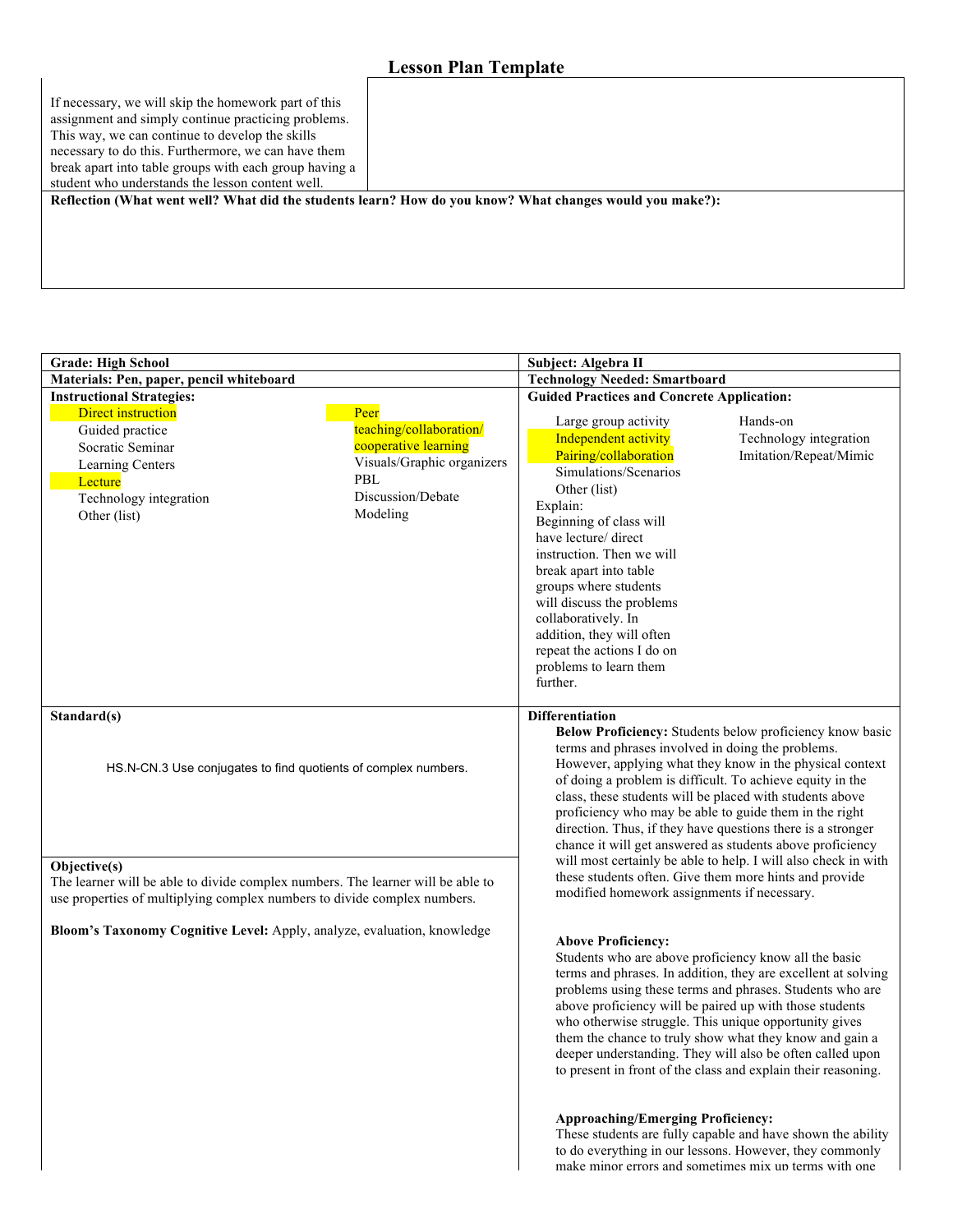# Lesson Plan Template

| | |
|---|---|
| If necessary, we will skip the homework part of this assignment and simply continue practicing problems. This way, we can continue to develop the skills necessary to do this. Furthermore, we can have them break apart into table groups with each group having a student who understands the lesson content well. | |

**Reflection (What went well? What did the students learn? How do you know? What changes would you make?):**

| | |
|---|---|
| **Grade: High School** | **Subject: Algebra II** |
| **Materials: Pen, paper, pencil whiteboard** | **Technology Needed: Smartboard** |
| **Instructional Strategies:**<br>Direct instruction<br>Guided practice<br>Socratic Seminar<br>Learning Centers<br>Lecture<br>Technology integration<br>Other (list)<br>Peer teaching/collaboration/ cooperative learning<br>Visuals/Graphic organizers<br>PBL<br>Discussion/Debate<br>Modeling | **Guided Practices and Concrete Application:**<br>Large group activity<br>Independent activity<br>Pairing/collaboration<br>Simulations/Scenarios<br>Other (list)<br>Hands-on<br>Technology integration<br>Imitation/Repeat/Mimic<br>Explain:<br>Beginning of class will have lecture/ direct instruction. Then we will break apart into table groups where students will discuss the problems collaboratively. In addition, they will often repeat the actions I do on problems to learn them further. |
| **Standard(s)**<br><br>HS.N-CN.3 Use conjugates to find quotients of complex numbers.<br><br>**Objective(s)**<br>The learner will be able to divide complex numbers. The learner will be able to use properties of multiplying complex numbers to divide complex numbers.<br><br>**Bloom's Taxonomy Cognitive Level:** Apply, analyze, evaluation, knowledge | **Differentiation**<br>**Below Proficiency:** Students below proficiency know basic terms and phrases involved in doing the problems. However, applying what they know in the physical context of doing a problem is difficult. To achieve equity in the class, these students will be placed with students above proficiency who may be able to guide them in the right direction. Thus, if they have questions there is a stronger chance it will get answered as students above proficiency will most certainly be able to help. I will also check in with these students often. Give them more hints and provide modified homework assignments if necessary.<br><br>**Above Proficiency:**<br>Students who are above proficiency know all the basic terms and phrases. In addition, they are excellent at solving problems using these terms and phrases. Students who are above proficiency will be paired up with those students who otherwise struggle. This unique opportunity gives them the chance to truly show what they know and gain a deeper understanding. They will also be often called upon to present in front of the class and explain their reasoning.<br><br>**Approaching/Emerging Proficiency:**<br>These students are fully capable and have shown the ability to do everything in our lessons. However, they commonly make minor errors and sometimes mix up terms with one |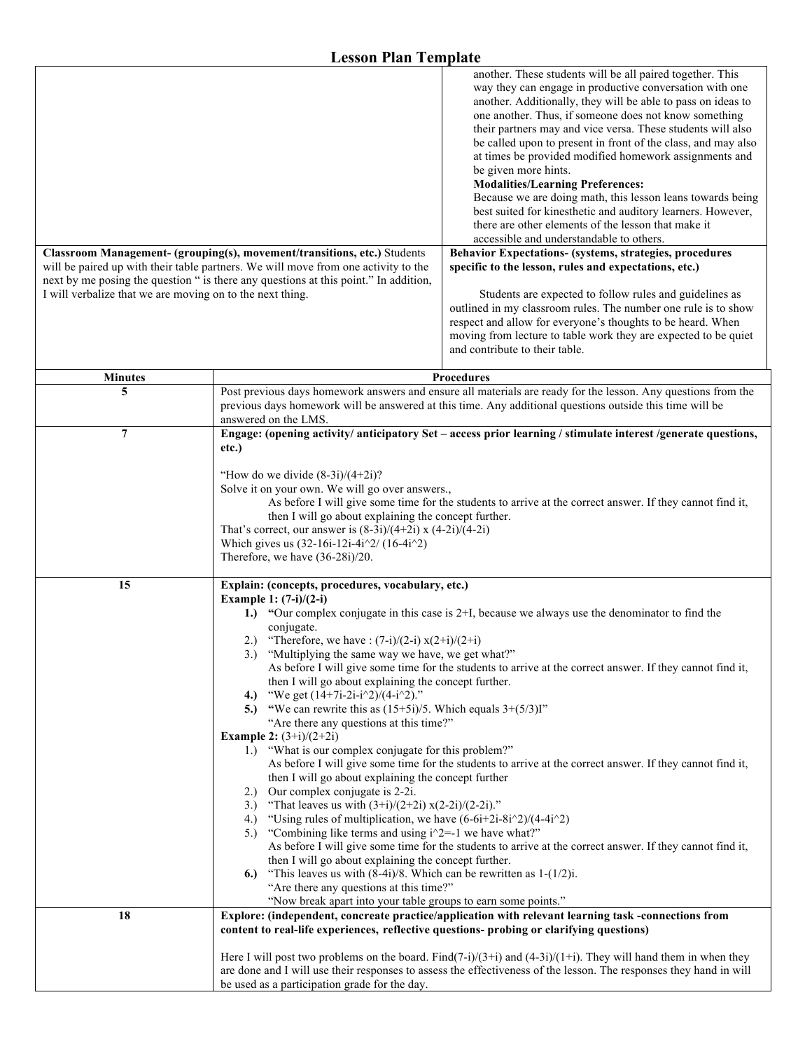# Lesson Plan Template

| | |
|---|---|
| | another. These students will be all paired together. This way they can engage in productive conversation with one another. Additionally, they will be able to pass on ideas to one another. Thus, if someone does not know something their partners may and vice versa. These students will also be called upon to present in front of the class, and may also at times be provided modified homework assignments and be given more hints.<br>**Modalities/Learning Preferences:**<br>Because we are doing math, this lesson leans towards being best suited for kinesthetic and auditory learners. However, there are other elements of the lesson that make it accessible and understandable to others. |
| **Classroom Management- (grouping(s), movement/transitions, etc.)** Students will be paired up with their table partners. We will move from one activity to the next by me posing the question " is there any questions at this point." In addition, I will verbalize that we are moving on to the next thing. | **Behavior Expectations- (systems, strategies, procedures specific to the lesson, rules and expectations, etc.)**<br><br>Students are expected to follow rules and guidelines as outlined in my classroom rules. The number one rule is to show respect and allow for everyone's thoughts to be heard. When moving from lecture to table work they are expected to be quiet and contribute to their table. |

| Minutes | Procedures |
|---|---|
| 5 | Post previous days homework answers and ensure all materials are ready for the lesson. Any questions from the previous days homework will be answered at this time. Any additional questions outside this time will be answered on the LMS. |
| 7 | **Engage: (opening activity/ anticipatory Set – access prior learning / stimulate interest /generate questions, etc.)**<br><br>"How do we divide $(8-3i)/(4+2i)$?<br>Solve it on your own. We will go over answers.,<br>As before I will give some time for the students to arrive at the correct answer. If they cannot find it, then I will go about explaining the concept further.<br>That's correct, our answer is $(8-3i)/(4+2i) \times (4-2i)/(4-2i)$<br>Which gives us $(32-16i-12i-4i^2/ (16-4i^2)$<br>Therefore, we have $(36-28i)/20$. |
| 15 | **Explain: (concepts, procedures, vocabulary, etc.)**<br>**Example 1: (7-i)/(2-i)**<br>**1.)** **"**Our complex conjugate in this case is 2+I, because we always use the denominator to find the conjugate.<br>2.) "Therefore, we have : $(7-i)/(2-i) \times (2+i)/(2+i)$<br>3.) "Multiplying the same way we have, we get what?"<br>As before I will give some time for the students to arrive at the correct answer. If they cannot find it, then I will go about explaining the concept further.<br>**4.)** "We get $(14+7i-2i-i^2)/(4-i^2)$."<br>**5.)** **"**We can rewrite this as $(15+5i)/5$. Which equals $3+(5/3)I$"<br>"Are there any questions at this time?"<br>**Example 2:** $(3+i)/(2+2i)$<br>1.) "What is our complex conjugate for this problem?"<br>As before I will give some time for the students to arrive at the correct answer. If they cannot find it, then I will go about explaining the concept further<br>2.) Our complex conjugate is 2-2i.<br>3.) "That leaves us with $(3+i)/(2+2i) \times (2-2i)/(2-2i)$."<br>4.) "Using rules of multiplication, we have $(6-6i+2i-8i^2)/(4-4i^2)$<br>5.) "Combining like terms and using $i^2=-1$ we have what?"<br>As before I will give some time for the students to arrive at the correct answer. If they cannot find it, then I will go about explaining the concept further.<br>**6.)** "This leaves us with $(8-4i)/8$. Which can be rewritten as $1-(1/2)i$.<br>"Are there any questions at this time?"<br>"Now break apart into your table groups to earn some points." |
| 18 | **Explore: (independent, concreate practice/application with relevant learning task -connections from content to real-life experiences, reflective questions- probing or clarifying questions)**<br><br>Here I will post two problems on the board. Find $(7-i)/(3+i)$ and $(4-3i)/(1+i)$. They will hand them in when they are done and I will use their responses to assess the effectiveness of the lesson. The responses they hand in will be used as a participation grade for the day. |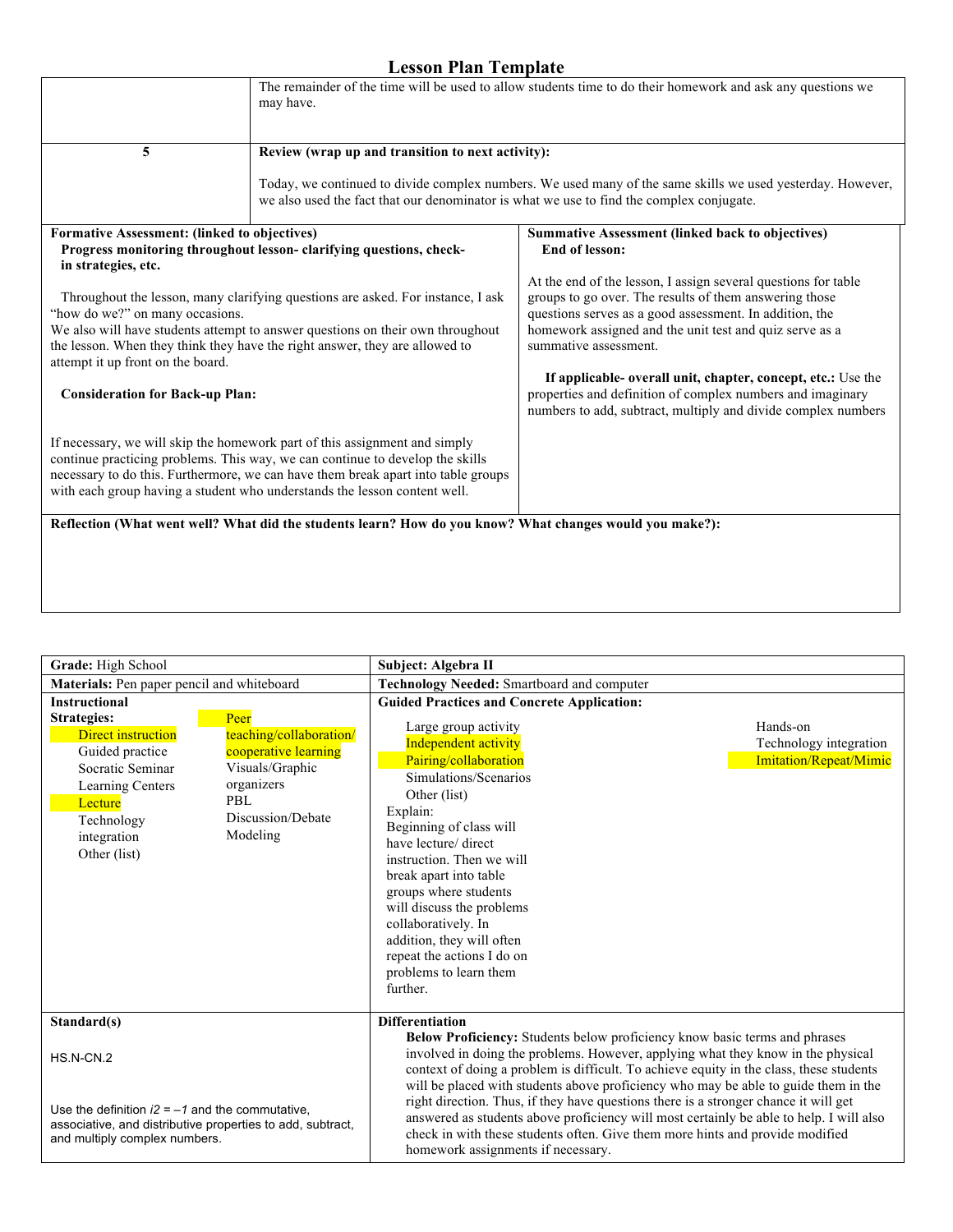# Lesson Plan Template

| | |
|---|---|
| | The remainder of the time will be used to allow students time to do their homework and ask any questions we may have. |
| 5 | **Review (wrap up and transition to next activity):** Today, we continued to divide complex numbers. We used many of the same skills we used yesterday. However, we also used the fact that our denominator is what we use to find the complex conjugate. |

| **Formative Assessment: (linked to objectives)** | **Summative Assessment (linked back to objectives)** |
|---|---|
| **Progress monitoring throughout lesson- clarifying questions, check-in strategies, etc.** Throughout the lesson, many clarifying questions are asked. For instance, I ask "how do we?" on many occasions. We also will have students attempt to answer questions on their own throughout the lesson. When they think they have the right answer, they are allowed to attempt it up front on the board. **Consideration for Back-up Plan:** If necessary, we will skip the homework part of this assignment and simply continue practicing problems. This way, we can continue to develop the skills necessary to do this. Furthermore, we can have them break apart into table groups with each group having a student who understands the lesson content well. | **End of lesson:** At the end of the lesson, I assign several questions for table groups to go over. The results of them answering those questions serves as a good assessment. In addition, the homework assigned and the unit test and quiz serve as a summative assessment. **If applicable- overall unit, chapter, concept, etc.:** Use the properties and definition of complex numbers and imaginary numbers to add, subtract, multiply and divide complex numbers |

**Reflection (What went well? What did the students learn? How do you know? What changes would you make?):**

| | |
|---|---|
| **Grade:** High School | **Subject: Algebra II** |
| **Materials:** Pen paper pencil and whiteboard | **Technology Needed:** Smartboard and computer |
| **Instructional Strategies:** Direct instruction; Guided practice; Socratic Seminar; Learning Centers; Lecture; Technology integration; Other (list); Peer teaching/collaboration/cooperative learning; Visuals/Graphic organizers; PBL; Discussion/Debate; Modeling | **Guided Practices and Concrete Application:** Large group activity; Independent activity; Pairing/collaboration; Simulations/Scenarios; Other (list); Hands-on; Technology integration; Imitation/Repeat/Mimic. Explain: Beginning of class will have lecture/ direct instruction. Then we will break apart into table groups where students will discuss the problems collaboratively. In addition, they will often repeat the actions I do on problems to learn them further. |
| **Standard(s)** HS.N-CN.2 Use the definition $i2 = -1$ and the commutative, associative, and distributive properties to add, subtract, and multiply complex numbers. | **Differentiation** **Below Proficiency:** Students below proficiency know basic terms and phrases involved in doing the problems. However, applying what they know in the physical context of doing a problem is difficult. To achieve equity in the class, these students will be placed with students above proficiency who may be able to guide them in the right direction. Thus, if they have questions there is a stronger chance it will get answered as students above proficiency will most certainly be able to help. I will also check in with these students often. Give them more hints and provide modified homework assignments if necessary. |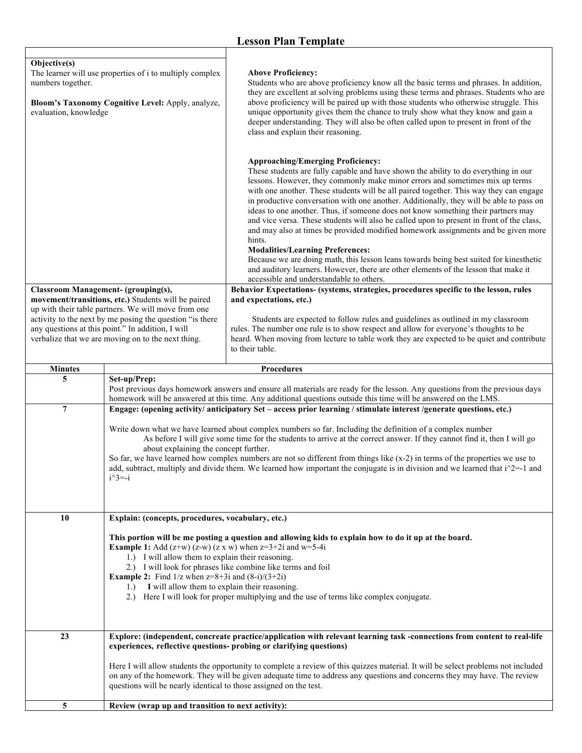# Lesson Plan Template

| | |
|---|---|
| **Objective(s)**<br>The learner will use properties of i to multiply complex numbers together.<br><br>**Bloom's Taxonomy Cognitive Level:** Apply, analyze, evaluation, knowledge | **Above Proficiency:**<br>Students who are above proficiency know all the basic terms and phrases. In addition, they are excellent at solving problems using these terms and phrases. Students who are above proficiency will be paired up with those students who otherwise struggle. This unique opportunity gives them the chance to truly show what they know and gain a deeper understanding. They will also be often called upon to present in front of the class and explain their reasoning.<br><br>**Approaching/Emerging Proficiency:**<br>These students are fully capable and have shown the ability to do everything in our lessons. However, they commonly make minor errors and sometimes mix up terms with one another. These students will be all paired together. This way they can engage in productive conversation with one another. Additionally, they will be able to pass on ideas to one another. Thus, if someone does not know something their partners may and vice versa. These students will also be called upon to present in front of the class, and may also at times be provided modified homework assignments and be given more hints.<br>**Modalities/Learning Preferences:**<br>Because we are doing math, this lesson leans towards being best suited for kinesthetic and auditory learners. However, there are other elements of the lesson that make it accessible and understandable to others. |
| **Classroom Management- (grouping(s), movement/transitions, etc.)** Students will be paired up with their table partners. We will move from one activity to the next by me posing the question "is there any questions at this point." In addition, I will verbalize that we are moving on to the next thing. | **Behavior Expectations- (systems, strategies, procedures specific to the lesson, rules and expectations, etc.)**<br><br>Students are expected to follow rules and guidelines as outlined in my classroom rules. The number one rule is to show respect and allow for everyone's thoughts to be heard. When moving from lecture to table work they are expected to be quiet and contribute to their table. |

| Minutes | Procedures |
|---|---|
| 5 | **Set-up/Prep:**<br>Post previous days homework answers and ensure all materials are ready for the lesson. Any questions from the previous days homework will be answered at this time. Any additional questions outside this time will be answered on the LMS. |
| 7 | **Engage: (opening activity/ anticipatory Set – access prior learning / stimulate interest /generate questions, etc.)**<br><br>Write down what we have learned about complex numbers so far. Including the definition of a complex number<br>As before I will give some time for the students to arrive at the correct answer. If they cannot find it, then I will go about explaining the concept further.<br>So far, we have learned how complex numbers are not so different from things like (x-2) in terms of the properties we use to add, subtract, multiply and divide them. We learned how important the conjugate is in division and we learned that i^2=-1 and i^3=-i |
| 10 | **Explain: (concepts, procedures, vocabulary, etc.)**<br><br>**This portion will be me posting a question and allowing kids to explain how to do it up at the board.**<br>**Example 1:** Add (z+w) (z-w) (z x w) when z=3+2i and w=5-4i<br>1.) I will allow them to explain their reasoning.<br>2.) I will look for phrases like combine like terms and foil<br>**Example 2:** Find 1/z when z=8+3i and (8-i)/(3+2i)<br>1.) **I** will allow them to explain their reasoning.<br>2.) Here I will look for proper multiplying and the use of terms like complex conjugate. |
| 23 | **Explore: (independent, concreate practice/application with relevant learning task -connections from content to real-life experiences, reflective questions- probing or clarifying questions)**<br><br>Here I will allow students the opportunity to complete a review of this quizzes material. It will be select problems not included on any of the homework. They will be given adequate time to address any questions and concerns they may have. The review questions will be nearly identical to those assigned on the test. |
| 5 | **Review (wrap up and transition to next activity):** |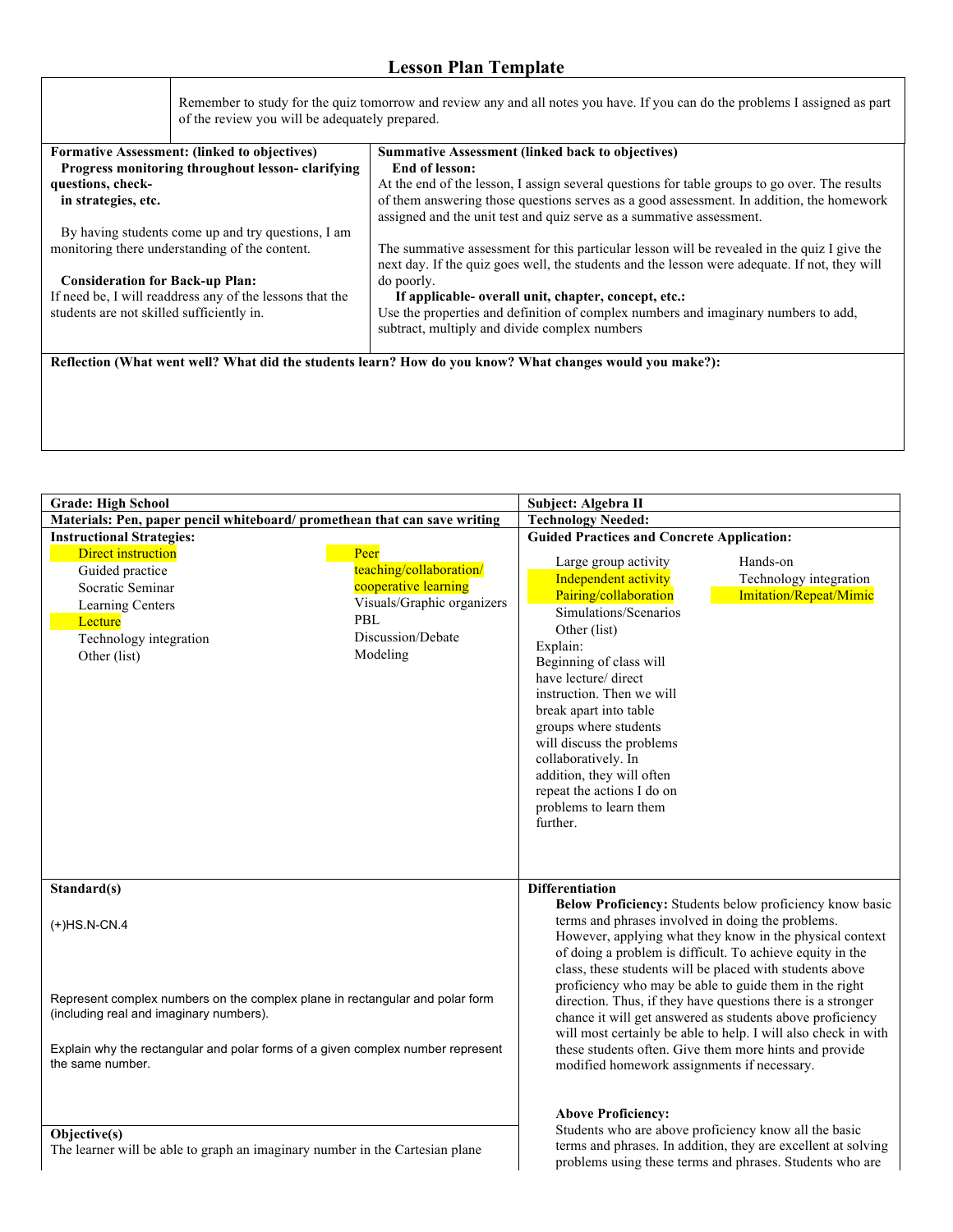## Lesson Plan Template

| | Remember to study for the quiz tomorrow and review any and all notes you have. If you can do the problems I assigned as part of the review you will be adequately prepared. |
|---|---|

| **Formative Assessment: (linked to objectives)** | **Summative Assessment (linked back to objectives)** |
|---|---|
| **Progress monitoring throughout lesson- clarifying questions, check-in strategies, etc.**<br><br>By having students come up and try questions, I am monitoring there understanding of the content.<br><br>**Consideration for Back-up Plan:**<br>If need be, I will readdress any of the lessons that the students are not skilled sufficiently in. | **End of lesson:**<br>At the end of the lesson, I assign several questions for table groups to go over. The results of them answering those questions serves as a good assessment. In addition, the homework assigned and the unit test and quiz serve as a summative assessment.<br><br>The summative assessment for this particular lesson will be revealed in the quiz I give the next day. If the quiz goes well, the students and the lesson were adequate. If not, they will do poorly.<br>**If applicable- overall unit, chapter, concept, etc.:**<br>Use the properties and definition of complex numbers and imaginary numbers to add, subtract, multiply and divide complex numbers |

**Reflection (What went well? What did the students learn? How do you know? What changes would you make?):**

| **Grade: High School** | **Subject: Algebra II** |
|---|---|
| **Materials: Pen, paper pencil whiteboard/ promethean that can save writing** | **Technology Needed:** |
| **Instructional Strategies:**<br>Direct instruction<br>Guided practice<br>Socratic Seminar<br>Learning Centers<br>Lecture<br>Technology integration<br>Other (list)<br>Peer teaching/collaboration/ cooperative learning<br>Visuals/Graphic organizers<br>PBL<br>Discussion/Debate<br>Modeling | **Guided Practices and Concrete Application:**<br>Large group activity<br>Independent activity<br>Pairing/collaboration<br>Simulations/Scenarios<br>Other (list)<br>Hands-on<br>Technology integration<br>Imitation/Repeat/Mimic<br>Explain:<br>Beginning of class will have lecture/ direct instruction. Then we will break apart into table groups where students will discuss the problems collaboratively. In addition, they will often repeat the actions I do on problems to learn them further. |
| **Standard(s)**<br><br>(+)HS.N-CN.4<br><br>Represent complex numbers on the complex plane in rectangular and polar form (including real and imaginary numbers).<br><br>Explain why the rectangular and polar forms of a given complex number represent the same number.<br><br>**Objective(s)**<br>The learner will be able to graph an imaginary number in the Cartesian plane | **Differentiation**<br>**Below Proficiency:** Students below proficiency know basic terms and phrases involved in doing the problems. However, applying what they know in the physical context of doing a problem is difficult. To achieve equity in the class, these students will be placed with students above proficiency who may be able to guide them in the right direction. Thus, if they have questions there is a stronger chance it will get answered as students above proficiency will most certainly be able to help. I will also check in with these students often. Give them more hints and provide modified homework assignments if necessary.<br><br>**Above Proficiency:**<br>Students who are above proficiency know all the basic terms and phrases. In addition, they are excellent at solving problems using these terms and phrases. Students who are |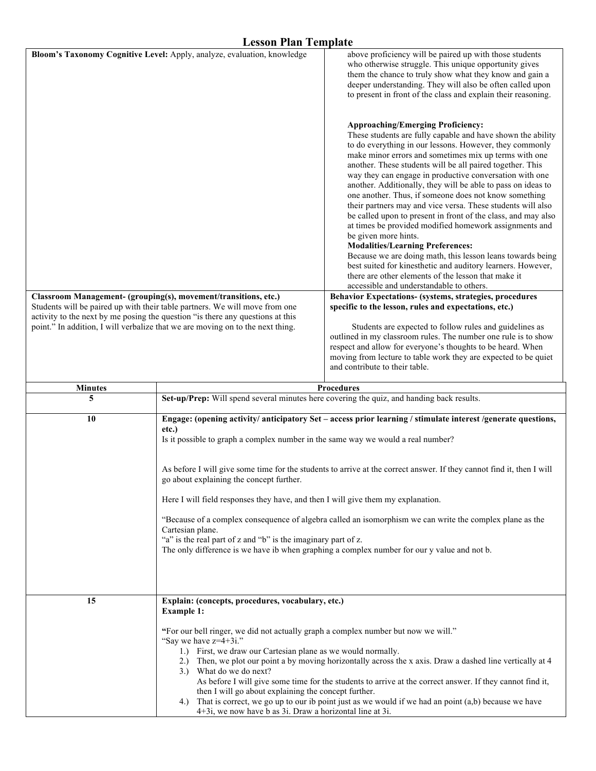# Lesson Plan Template

| | |
|---|---|
| **Bloom's Taxonomy Cognitive Level:** Apply, analyze, evaluation, knowledge | above proficiency will be paired up with those students who otherwise struggle. This unique opportunity gives them the chance to truly show what they know and gain a deeper understanding. They will also be often called upon to present in front of the class and explain their reasoning.<br><br>**Approaching/Emerging Proficiency:**<br>These students are fully capable and have shown the ability to do everything in our lessons. However, they commonly make minor errors and sometimes mix up terms with one another. These students will be all paired together. This way they can engage in productive conversation with one another. Additionally, they will be able to pass on ideas to one another. Thus, if someone does not know something their partners may and vice versa. These students will also be called upon to present in front of the class, and may also at times be provided modified homework assignments and be given more hints.<br>**Modalities/Learning Preferences:**<br>Because we are doing math, this lesson leans towards being best suited for kinesthetic and auditory learners. However, there are other elements of the lesson that make it accessible and understandable to others. |
| **Classroom Management- (grouping(s), movement/transitions, etc.)**<br>Students will be paired up with their table partners. We will move from one activity to the next by me posing the question "is there any questions at this point." In addition, I will verbalize that we are moving on to the next thing. | **Behavior Expectations- (systems, strategies, procedures specific to the lesson, rules and expectations, etc.)**<br><br>Students are expected to follow rules and guidelines as outlined in my classroom rules. The number one rule is to show respect and allow for everyone's thoughts to be heard. When moving from lecture to table work they are expected to be quiet and contribute to their table. |

| Minutes | Procedures |
|---|---|
| 5 | **Set-up/Prep:** Will spend several minutes here covering the quiz, and handing back results. |
| 10 | **Engage: (opening activity/ anticipatory Set – access prior learning / stimulate interest /generate questions, etc.)**<br>Is it possible to graph a complex number in the same way we would a real number?<br><br>As before I will give some time for the students to arrive at the correct answer. If they cannot find it, then I will go about explaining the concept further.<br><br>Here I will field responses they have, and then I will give them my explanation.<br><br>"Because of a complex consequence of algebra called an isomorphism we can write the complex plane as the Cartesian plane.<br>"a" is the real part of z and "b" is the imaginary part of z.<br>The only difference is we have ib when graphing a complex number for our y value and not b. |
| 15 | **Explain: (concepts, procedures, vocabulary, etc.)**<br>**Example 1:**<br><br>**"**For our bell ringer, we did not actually graph a complex number but now we will."<br>"Say we have $z=4+3i$."<br>1.) First, we draw our Cartesian plane as we would normally.<br>2.) Then, we plot our point a by moving horizontally across the x axis. Draw a dashed line vertically at 4<br>3.) What do we do next?<br>As before I will give some time for the students to arrive at the correct answer. If they cannot find it, then I will go about explaining the concept further.<br>4.) That is correct, we go up to our ib point just as we would if we had an point (a,b) because we have $4+3i$, we now have b as $3i$. Draw a horizontal line at $3i$. |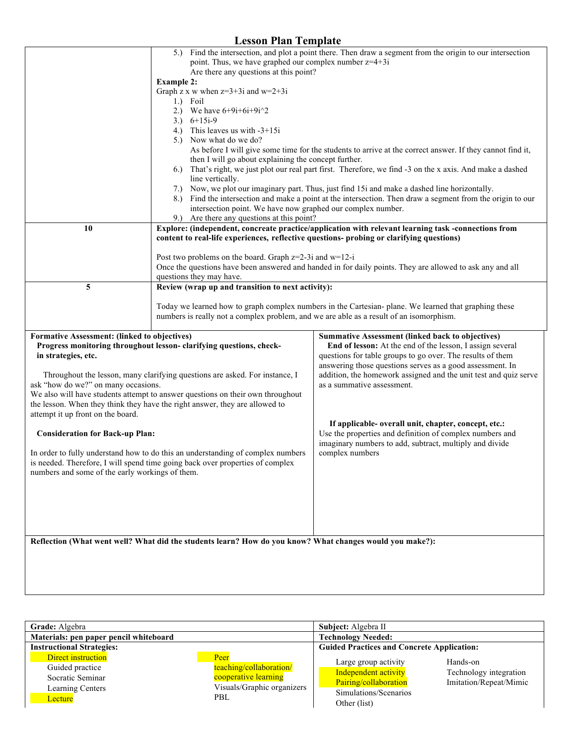# Lesson Plan Template

| | |
|---|---|
| | 5.) Find the intersection, and plot a point there. Then draw a segment from the origin to our intersection point. Thus, we have graphed our complex number z=4+3i<br>Are there any questions at this point?<br>**Example 2:**<br>Graph z x w when z=3+3i and w=2+3i<br>1.) Foil<br>2.) We have 6+9i+6i+9i^2<br>3.) 6+15i-9<br>4.) This leaves us with -3+15i<br>5.) Now what do we do?<br>As before I will give some time for the students to arrive at the correct answer. If they cannot find it, then I will go about explaining the concept further.<br>6.) That's right, we just plot our real part first. Therefore, we find -3 on the x axis. And make a dashed line vertically.<br>7.) Now, we plot our imaginary part. Thus, just find 15i and make a dashed line horizontally.<br>8.) Find the intersection and make a point at the intersection. Then draw a segment from the origin to our intersection point. We have now graphed our complex number.<br>9.) Are there any questions at this point? |
| 10 | **Explore: (independent, concreate practice/application with relevant learning task -connections from content to real-life experiences, reflective questions- probing or clarifying questions)**<br><br>Post two problems on the board. Graph z=2-3i and w=12-i<br>Once the questions have been answered and handed in for daily points. They are allowed to ask any and all questions they may have. |
| 5 | **Review (wrap up and transition to next activity):**<br><br>Today we learned how to graph complex numbers in the Cartesian- plane. We learned that graphing these numbers is really not a complex problem, and we are able as a result of an isomorphism. |

| | |
|---|---|
| **Formative Assessment: (linked to objectives)**<br>**Progress monitoring throughout lesson- clarifying questions, check-in strategies, etc.**<br><br>Throughout the lesson, many clarifying questions are asked. For instance, I ask "how do we?" on many occasions.<br>We also will have students attempt to answer questions on their own throughout the lesson. When they think they have the right answer, they are allowed to attempt it up front on the board.<br><br>**Consideration for Back-up Plan:**<br><br>In order to fully understand how to do this an understanding of complex numbers is needed. Therefore, I will spend time going back over properties of complex numbers and some of the early workings of them. | **Summative Assessment (linked back to objectives)**<br>**End of lesson:** At the end of the lesson, I assign several questions for table groups to go over. The results of them answering those questions serves as a good assessment. In addition, the homework assigned and the unit test and quiz serve as a summative assessment.<br><br>**If applicable- overall unit, chapter, concept, etc.:**<br>Use the properties and definition of complex numbers and imaginary numbers to add, subtract, multiply and divide complex numbers |

**Reflection (What went well? What did the students learn? How do you know? What changes would you make?):**

| | |
|---|---|
| **Grade:** Algebra | **Subject:** Algebra II |
| **Materials: pen paper pencil whiteboard** | **Technology Needed:** |
| **Instructional Strategies:**<br>Direct instruction<br>Guided practice<br>Socratic Seminar<br>Learning Centers<br>Lecture<br>Peer teaching/collaboration/ cooperative learning<br>Visuals/Graphic organizers<br>PBL | **Guided Practices and Concrete Application:**<br>Large group activity<br>Independent activity<br>Pairing/collaboration<br>Simulations/Scenarios<br>Other (list)<br>Hands-on<br>Technology integration<br>Imitation/Repeat/Mimic |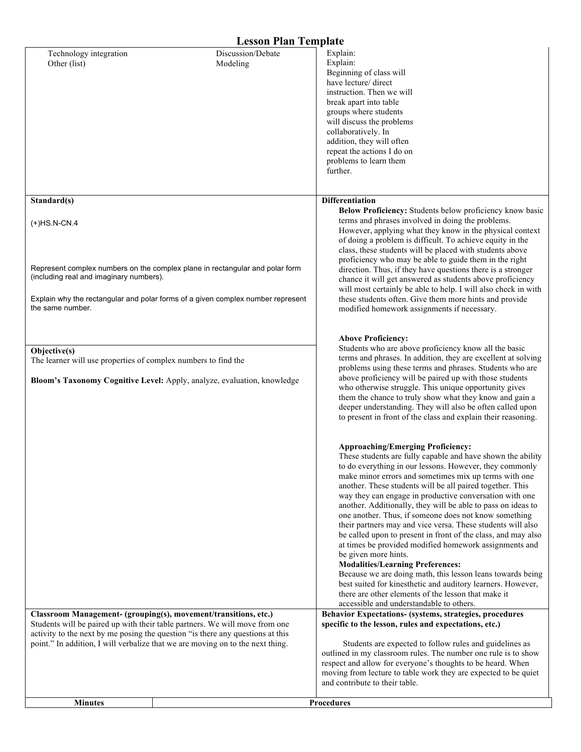# Lesson Plan Template

| | |
|---|---|
| Technology integration Discussion/Debate<br>Other (list) Modeling | Explain:<br>Explain:<br>Beginning of class will have lecture/ direct instruction. Then we will break apart into table groups where students will discuss the problems collaboratively. In addition, they will often repeat the actions I do on problems to learn them further. |
| **Standard(s)**<br><br>(+)HS.N-CN.4<br><br>Represent complex numbers on the complex plane in rectangular and polar form (including real and imaginary numbers).<br><br>Explain why the rectangular and polar forms of a given complex number represent the same number.<br><br>**Objective(s)**<br>The learner will use properties of complex numbers to find the<br><br>**Bloom's Taxonomy Cognitive Level:** Apply, analyze, evaluation, knowledge | **Differentiation**<br>**Below Proficiency:** Students below proficiency know basic terms and phrases involved in doing the problems. However, applying what they know in the physical context of doing a problem is difficult. To achieve equity in the class, these students will be placed with students above proficiency who may be able to guide them in the right direction. Thus, if they have questions there is a stronger chance it will get answered as students above proficiency will most certainly be able to help. I will also check in with these students often. Give them more hints and provide modified homework assignments if necessary.<br><br>**Above Proficiency:**<br>Students who are above proficiency know all the basic terms and phrases. In addition, they are excellent at solving problems using these terms and phrases. Students who are above proficiency will be paired up with those students who otherwise struggle. This unique opportunity gives them the chance to truly show what they know and gain a deeper understanding. They will also be often called upon to present in front of the class and explain their reasoning.<br><br>**Approaching/Emerging Proficiency:**<br>These students are fully capable and have shown the ability to do everything in our lessons. However, they commonly make minor errors and sometimes mix up terms with one another. These students will be all paired together. This way they can engage in productive conversation with one another. Additionally, they will be able to pass on ideas to one another. Thus, if someone does not know something their partners may and vice versa. These students will also be called upon to present in front of the class, and may also at times be provided modified homework assignments and be given more hints.<br>**Modalities/Learning Preferences:**<br>Because we are doing math, this lesson leans towards being best suited for kinesthetic and auditory learners. However, there are other elements of the lesson that make it accessible and understandable to others. |
| **Classroom Management- (grouping(s), movement/transitions, etc.)**<br>Students will be paired up with their table partners. We will move from one activity to the next by me posing the question "is there any questions at this point." In addition, I will verbalize that we are moving on to the next thing. | **Behavior Expectations- (systems, strategies, procedures specific to the lesson, rules and expectations, etc.)**<br><br>Students are expected to follow rules and guidelines as outlined in my classroom rules. The number one rule is to show respect and allow for everyone's thoughts to be heard. When moving from lecture to table work they are expected to be quiet and contribute to their table. |

| Minutes | Procedures |
|---|---|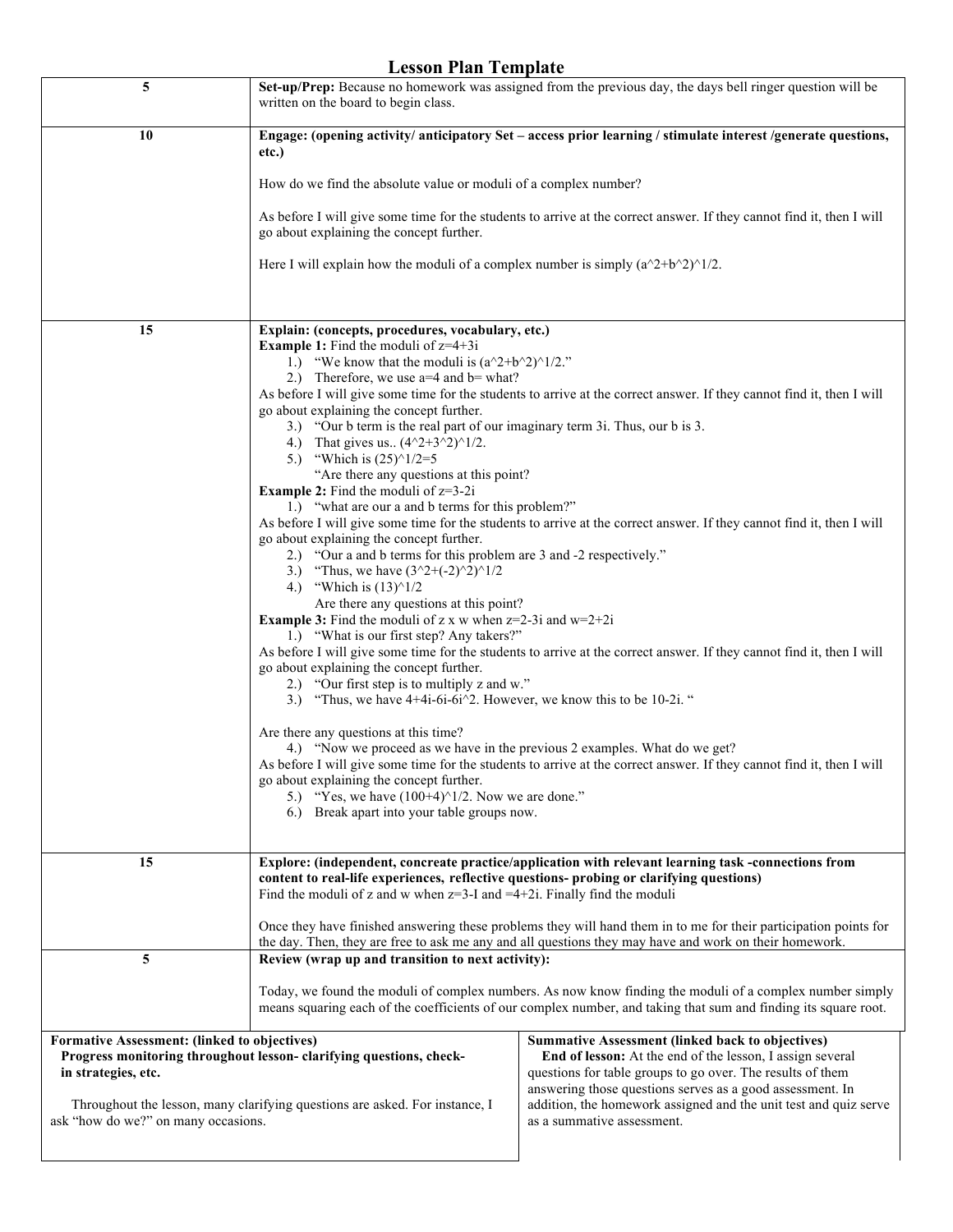# Lesson Plan Template

| | |
|---|---|
| 5 | **Set-up/Prep:** Because no homework was assigned from the previous day, the days bell ringer question will be written on the board to begin class. |
| 10 | **Engage: (opening activity/ anticipatory Set – access prior learning / stimulate interest /generate questions, etc.)**<br><br>How do we find the absolute value or moduli of a complex number?<br><br>As before I will give some time for the students to arrive at the correct answer. If they cannot find it, then I will go about explaining the concept further.<br><br>Here I will explain how the moduli of a complex number is simply (a^2+b^2)^1/2. |
| 15 | **Explain: (concepts, procedures, vocabulary, etc.)**<br>**Example 1:** Find the moduli of z=4+3i<br>1.) "We know that the moduli is (a^2+b^2)^1/2."<br>2.) Therefore, we use a=4 and b= what?<br>As before I will give some time for the students to arrive at the correct answer. If they cannot find it, then I will go about explaining the concept further.<br>3.) "Our b term is the real part of our imaginary term 3i. Thus, our b is 3.<br>4.) That gives us.. (4^2+3^2)^1/2.<br>5.) "Which is (25)^1/2=5<br>"Are there any questions at this point?<br>**Example 2:** Find the moduli of z=3-2i<br>1.) "what are our a and b terms for this problem?"<br>As before I will give some time for the students to arrive at the correct answer. If they cannot find it, then I will go about explaining the concept further.<br>2.) "Our a and b terms for this problem are 3 and -2 respectively."<br>3.) "Thus, we have (3^2+(-2)^2)^1/2<br>4.) "Which is (13)^1/2<br>Are there any questions at this point?<br>**Example 3:** Find the moduli of z x w when z=2-3i and w=2+2i<br>1.) "What is our first step? Any takers?"<br>As before I will give some time for the students to arrive at the correct answer. If they cannot find it, then I will go about explaining the concept further.<br>2.) "Our first step is to multiply z and w."<br>3.) "Thus, we have 4+4i-6i-6i^2. However, we know this to be 10-2i. "<br><br>Are there any questions at this time?<br>4.) "Now we proceed as we have in the previous 2 examples. What do we get?<br>As before I will give some time for the students to arrive at the correct answer. If they cannot find it, then I will go about explaining the concept further.<br>5.) "Yes, we have (100+4)^1/2. Now we are done."<br>6.) Break apart into your table groups now. |
| 15 | **Explore: (independent, concreate practice/application with relevant learning task -connections from content to real-life experiences, reflective questions- probing or clarifying questions)**<br>Find the moduli of z and w when z=3-I and =4+2i. Finally find the moduli<br><br>Once they have finished answering these problems they will hand them in to me for their participation points for the day. Then, they are free to ask me any and all questions they may have and work on their homework. |
| 5 | **Review (wrap up and transition to next activity):**<br><br>Today, we found the moduli of complex numbers. As now know finding the moduli of a complex number simply means squaring each of the coefficients of our complex number, and taking that sum and finding its square root. |

| **Formative Assessment: (linked to objectives)** | **Summative Assessment (linked back to objectives)** |
|---|---|
| **Progress monitoring throughout lesson- clarifying questions, check-in strategies, etc.**<br><br>Throughout the lesson, many clarifying questions are asked. For instance, I ask "how do we?" on many occasions. | **End of lesson:** At the end of the lesson, I assign several questions for table groups to go over. The results of them answering those questions serves as a good assessment. In addition, the homework assigned and the unit test and quiz serve as a summative assessment. |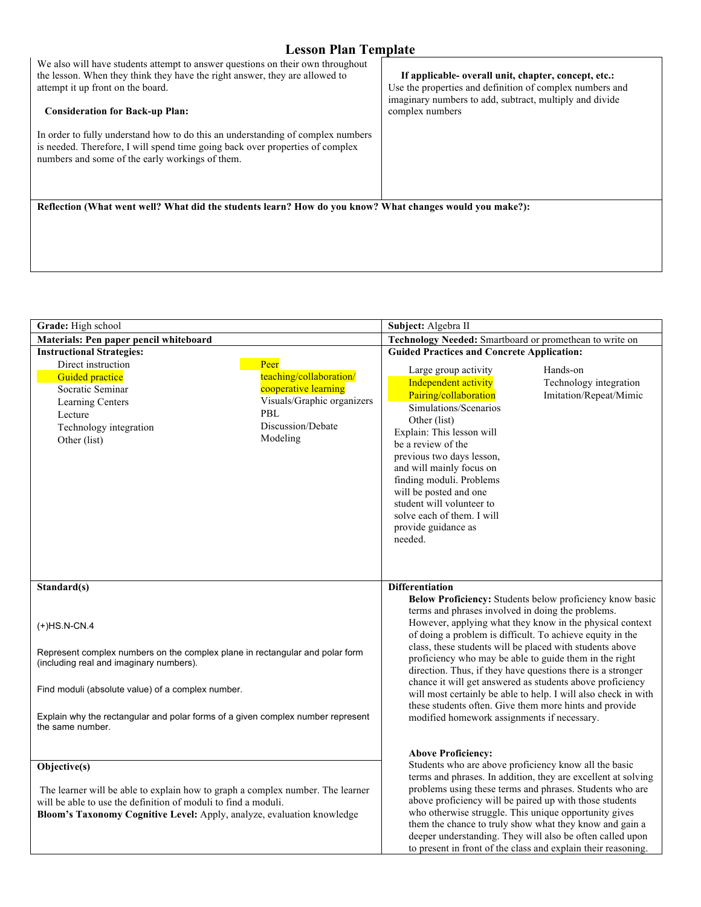# Lesson Plan Template

| | |
|---|---|
| We also will have students attempt to answer questions on their own throughout the lesson. When they think they have the right answer, they are allowed to attempt it up front on the board.<br><br>**Consideration for Back-up Plan:**<br><br>In order to fully understand how to do this an understanding of complex numbers is needed. Therefore, I will spend time going back over properties of complex numbers and some of the early workings of them. | **If applicable- overall unit, chapter, concept, etc.:**<br>Use the properties and definition of complex numbers and imaginary numbers to add, subtract, multiply and divide complex numbers |
| **Reflection (What went well? What did the students learn? How do you know? What changes would you make?):** | |

| | |
|---|---|
| **Grade:** High school | **Subject:** Algebra II |
| **Materials: Pen paper pencil whiteboard** | **Technology Needed:** Smartboard or promethean to write on |
| **Instructional Strategies:**<br>Direct instruction<br>Guided practice<br>Socratic Seminar<br>Learning Centers<br>Lecture<br>Technology integration<br>Other (list)<br>Peer teaching/collaboration/ cooperative learning<br>Visuals/Graphic organizers<br>PBL<br>Discussion/Debate<br>Modeling | **Guided Practices and Concrete Application:**<br>Large group activity<br>Independent activity<br>Pairing/collaboration<br>Simulations/Scenarios<br>Other (list)<br>Hands-on<br>Technology integration<br>Imitation/Repeat/Mimic<br>Explain: This lesson will be a review of the previous two days lesson, and will mainly focus on finding moduli. Problems will be posted and one student will volunteer to solve each of them. I will provide guidance as needed. |
| **Standard(s)**<br><br>(+)HS.N-CN.4<br><br>Represent complex numbers on the complex plane in rectangular and polar form (including real and imaginary numbers).<br><br>Find moduli (absolute value) of a complex number.<br><br>Explain why the rectangular and polar forms of a given complex number represent the same number. | **Differentiation**<br>**Below Proficiency:** Students below proficiency know basic terms and phrases involved in doing the problems. However, applying what they know in the physical context of doing a problem is difficult. To achieve equity in the class, these students will be placed with students above proficiency who may be able to guide them in the right direction. Thus, if they have questions there is a stronger chance it will get answered as students above proficiency will most certainly be able to help. I will also check in with these students often. Give them more hints and provide modified homework assignments if necessary.<br><br>**Above Proficiency:**<br>Students who are above proficiency know all the basic terms and phrases. In addition, they are excellent at solving problems using these terms and phrases. Students who are above proficiency will be paired up with those students who otherwise struggle. This unique opportunity gives them the chance to truly show what they know and gain a deeper understanding. They will also be often called upon to present in front of the class and explain their reasoning. |
| **Objective(s)**<br><br>The learner will be able to explain how to graph a complex number. The learner will be able to use the definition of moduli to find a moduli.<br>**Bloom's Taxonomy Cognitive Level:** Apply, analyze, evaluation knowledge | |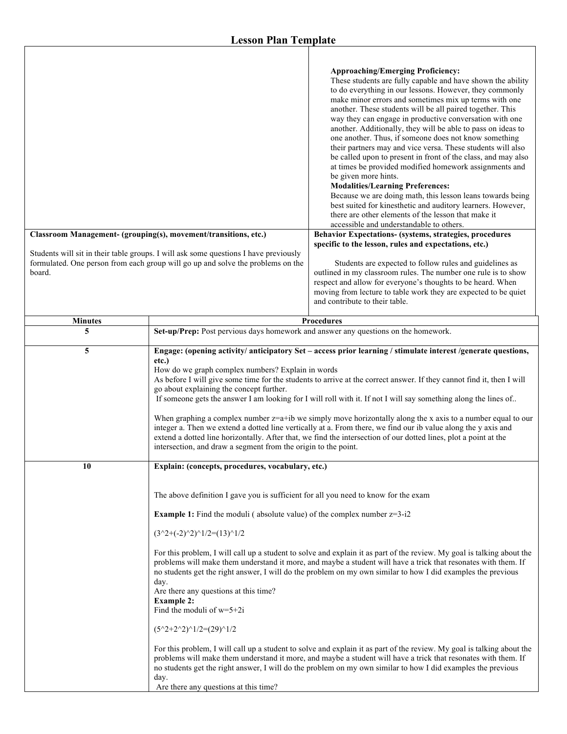# Lesson Plan Template

| | |
|---|---|
| | **Approaching/Emerging Proficiency:**<br>These students are fully capable and have shown the ability to do everything in our lessons. However, they commonly make minor errors and sometimes mix up terms with one another. These students will be all paired together. This way they can engage in productive conversation with one another. Additionally, they will be able to pass on ideas to one another. Thus, if someone does not know something their partners may and vice versa. These students will also be called upon to present in front of the class, and may also at times be provided modified homework assignments and be given more hints.<br>**Modalities/Learning Preferences:**<br>Because we are doing math, this lesson leans towards being best suited for kinesthetic and auditory learners. However, there are other elements of the lesson that make it accessible and understandable to others. |
| **Classroom Management- (grouping(s), movement/transitions, etc.)**<br><br>Students will sit in their table groups. I will ask some questions I have previously formulated. One person from each group will go up and solve the problems on the board. | **Behavior Expectations- (systems, strategies, procedures specific to the lesson, rules and expectations, etc.)**<br><br>Students are expected to follow rules and guidelines as outlined in my classroom rules. The number one rule is to show respect and allow for everyone's thoughts to be heard. When moving from lecture to table work they are expected to be quiet and contribute to their table. |

| Minutes | Procedures |
|---|---|
| 5 | **Set-up/Prep:** Post pervious days homework and answer any questions on the homework. |
| 5 | **Engage: (opening activity/ anticipatory Set – access prior learning / stimulate interest /generate questions, etc.)**<br>How do we graph complex numbers? Explain in words<br>As before I will give some time for the students to arrive at the correct answer. If they cannot find it, then I will go about explaining the concept further.<br>If someone gets the answer I am looking for I will roll with it. If not I will say something along the lines of..<br><br>When graphing a complex number z=a+ib we simply move horizontally along the x axis to a number equal to our integer a. Then we extend a dotted line vertically at a. From there, we find our ib value along the y axis and extend a dotted line horizontally. After that, we find the intersection of our dotted lines, plot a point at the intersection, and draw a segment from the origin to the point. |
| 10 | **Explain: (concepts, procedures, vocabulary, etc.)**<br><br>The above definition I gave you is sufficient for all you need to know for the exam<br><br>**Example 1:** Find the moduli ( absolute value) of the complex number z=3-i2<br><br>$(3^2+(-2)^2)^{1/2}=(13)^{1/2}$<br><br>For this problem, I will call up a student to solve and explain it as part of the review. My goal is talking about the problems will make them understand it more, and maybe a student will have a trick that resonates with them. If no students get the right answer, I will do the problem on my own similar to how I did examples the previous day.<br>Are there any questions at this time?<br>**Example 2:**<br>Find the moduli of w=5+2i<br><br>$(5^2+2^2)^{1/2}=(29)^{1/2}$<br><br>For this problem, I will call up a student to solve and explain it as part of the review. My goal is talking about the problems will make them understand it more, and maybe a student will have a trick that resonates with them. If no students get the right answer, I will do the problem on my own similar to how I did examples the previous day.<br>Are there any questions at this time? |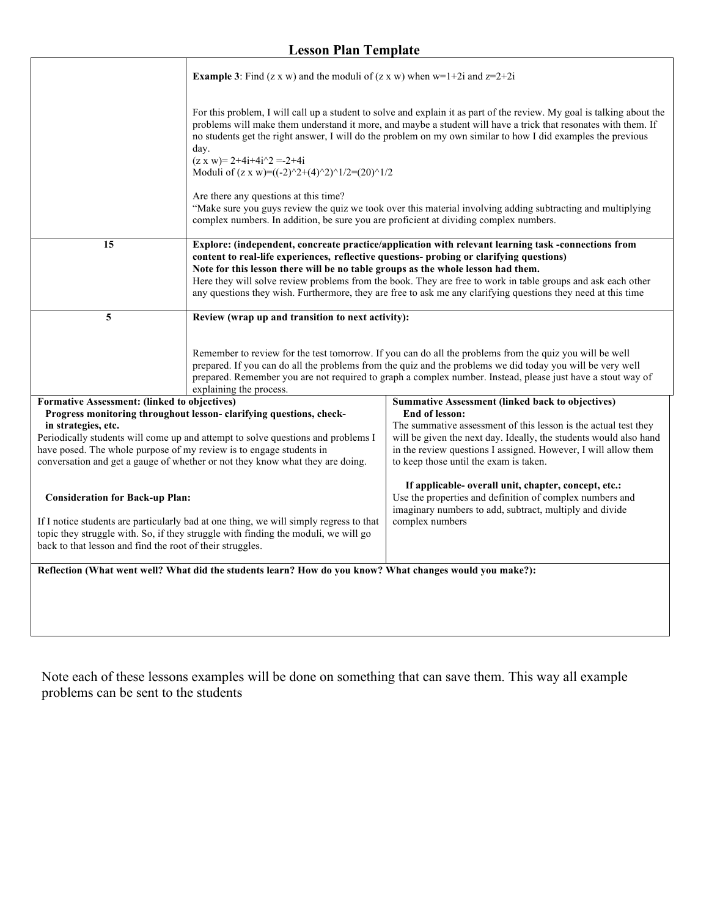# Lesson Plan Template

| | |
|---|---|
| | **Example 3**: Find (z x w) and the moduli of (z x w) when w=1+2i and z=2+2i<br><br>For this problem, I will call up a student to solve and explain it as part of the review. My goal is talking about the problems will make them understand it more, and maybe a student will have a trick that resonates with them. If no students get the right answer, I will do the problem on my own similar to how I did examples the previous day.<br>(z x w)= 2+4i+4i^2 =-2+4i<br>Moduli of (z x w)=((-2)^2+(4)^2)^1/2=(20)^1/2<br><br>Are there any questions at this time?<br>"Make sure you guys review the quiz we took over this material involving adding subtracting and multiplying complex numbers. In addition, be sure you are proficient at dividing complex numbers. |
| 15 | **Explore: (independent, concreate practice/application with relevant learning task -connections from content to real-life experiences, reflective questions- probing or clarifying questions)**<br>**Note for this lesson there will be no table groups as the whole lesson had them.**<br>Here they will solve review problems from the book. They are free to work in table groups and ask each other any questions they wish. Furthermore, they are free to ask me any clarifying questions they need at this time |
| 5 | **Review (wrap up and transition to next activity):**<br><br>Remember to review for the test tomorrow. If you can do all the problems from the quiz you will be well prepared. If you can do all the problems from the quiz and the problems we did today you will be very well prepared. Remember you are not required to graph a complex number. Instead, please just have a stout way of explaining the process. |

| | |
|---|---|
| **Formative Assessment: (linked to objectives)**<br>**Progress monitoring throughout lesson- clarifying questions, check-in strategies, etc.**<br>Periodically students will come up and attempt to solve questions and problems I have posed. The whole purpose of my review is to engage students in conversation and get a gauge of whether or not they know what they are doing.<br><br>**Consideration for Back-up Plan:**<br><br>If I notice students are particularly bad at one thing, we will simply regress to that topic they struggle with. So, if they struggle with finding the moduli, we will go back to that lesson and find the root of their struggles. | **Summative Assessment (linked back to objectives)**<br>**End of lesson:**<br>The summative assessment of this lesson is the actual test they will be given the next day. Ideally, the students would also hand in the review questions I assigned. However, I will allow them to keep those until the exam is taken.<br><br>**If applicable- overall unit, chapter, concept, etc.:**<br>Use the properties and definition of complex numbers and imaginary numbers to add, subtract, multiply and divide complex numbers |

| |
|---|
| **Reflection (What went well? What did the students learn? How do you know? What changes would you make?):** |

Note each of these lessons examples will be done on something that can save them. This way all example problems can be sent to the students